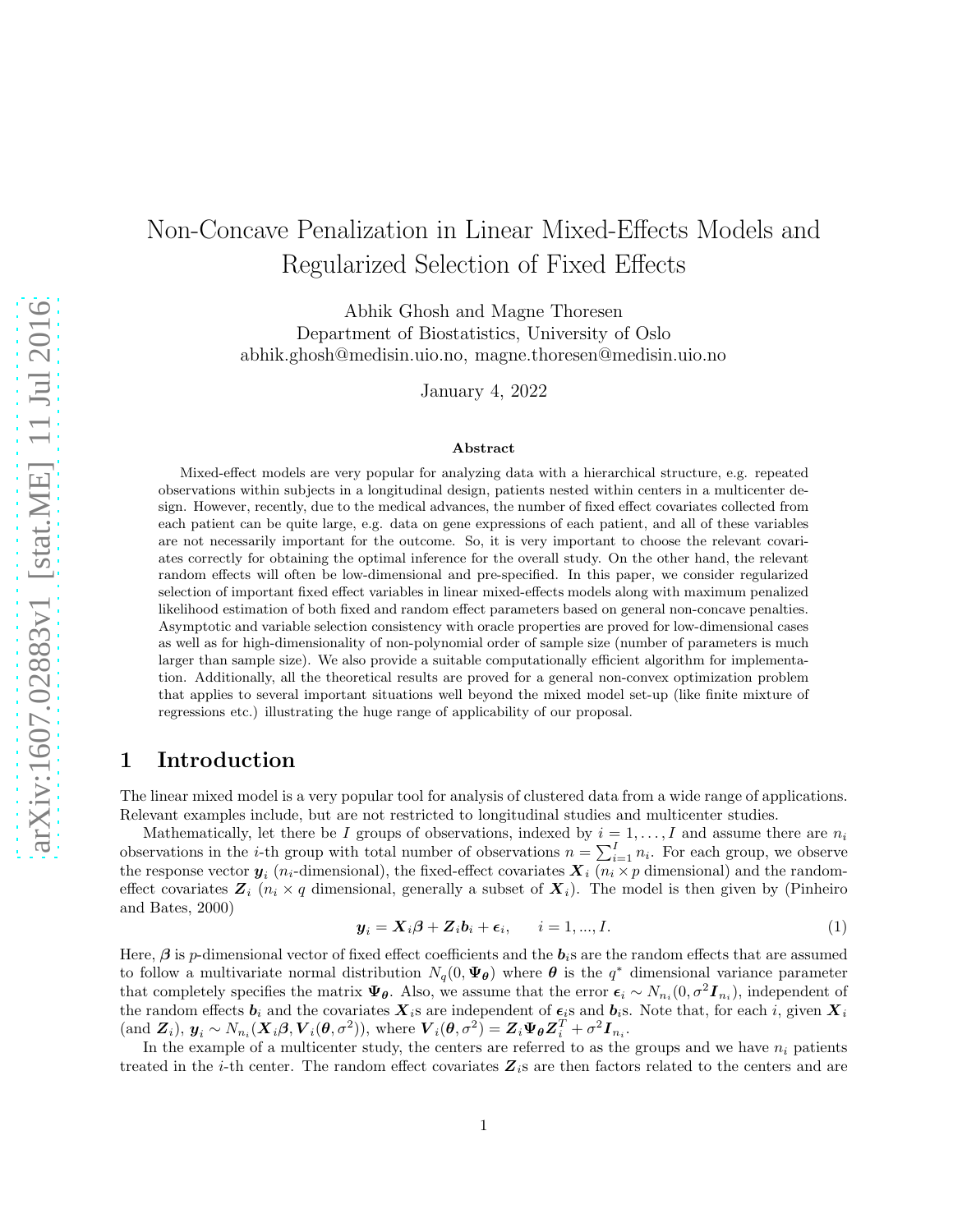# Non-Concave Penalization in Linear Mixed-Effects Models and Regularized Selection of Fixed Effects

Abhik Ghosh and Magne Thoresen
Department of Biostatistics, University of Oslo
abhik.ghosh@medisin.uio.no, magne.thoresen@medisin.uio.no

January 4, 2022

## Abstract

Mixed-effect models are very popular for analyzing data with a hierarchical structure, e.g. repeated observations within subjects in a longitudinal design, patients nested within centers in a multicenter design. However, recently, due to the medical advances, the number of fixed effect covariates collected from each patient can be quite large, e.g. data on gene expressions of each patient, and all of these variables are not necessarily important for the outcome. So, it is very important to choose the relevant covariates correctly for obtaining the optimal inference for the overall study. On the other hand, the relevant random effects will often be low-dimensional and pre-specified. In this paper, we consider regularized selection of important fixed effect variables in linear mixed-effects models along with maximum penalized likelihood estimation of both fixed and random effect parameters based on general non-concave penalties. Asymptotic and variable selection consistency with oracle properties are proved for low-dimensional cases as well as for high-dimensionality of non-polynomial order of sample size (number of parameters is much larger than sample size). We also provide a suitable computationally efficient algorithm for implementation. Additionally, all the theoretical results are proved for a general non-convex optimization problem that applies to several important situations well beyond the mixed model set-up (like finite mixture of regressions etc.) illustrating the huge range of applicability of our proposal.

## 1 Introduction

The linear mixed model is a very popular tool for analysis of clustered data from a wide range of applications. Relevant examples include, but are not restricted to longitudinal studies and multicenter studies.

Mathematically, let there be $I$ groups of observations, indexed by $i = 1, \ldots, I$ and assume there are $n_i$ observations in the $i$-th group with total number of observations $n = \sum_{i=1}^{I} n_i$. For each group, we observe the response vector $\boldsymbol{y}_i$ ($n_i$-dimensional), the fixed-effect covariates $\boldsymbol{X}_i$ ($n_i \times p$ dimensional) and the random-effect covariates $\boldsymbol{Z}_i$ ($n_i \times q$ dimensional, generally a subset of $\boldsymbol{X}_i$). The model is then given by (Pinheiro and Bates, 2000)

$$\boldsymbol{y}_i = \boldsymbol{X}_i\boldsymbol{\beta} + \boldsymbol{Z}_i\boldsymbol{b}_i + \boldsymbol{\epsilon}_i, \qquad i = 1, ..., I. \tag{1}$$

Here, $\boldsymbol{\beta}$ is $p$-dimensional vector of fixed effect coefficients and the $\boldsymbol{b}_i$s are the random effects that are assumed to follow a multivariate normal distribution $N_q(0, \boldsymbol{\Psi}_{\boldsymbol{\theta}})$ where $\boldsymbol{\theta}$ is the $q^*$ dimensional variance parameter that completely specifies the matrix $\boldsymbol{\Psi}_{\boldsymbol{\theta}}$. Also, we assume that the error $\boldsymbol{\epsilon}_i \sim N_{n_i}(0, \sigma^2\boldsymbol{I}_{n_i})$, independent of the random effects $\boldsymbol{b}_i$ and the covariates $\boldsymbol{X}_i$s are independent of $\boldsymbol{\epsilon}_i$s and $\boldsymbol{b}_i$s. Note that, for each $i$, given $\boldsymbol{X}_i$ (and $\boldsymbol{Z}_i$), $\boldsymbol{y}_i \sim N_{n_i}(\boldsymbol{X}_i\boldsymbol{\beta}, \boldsymbol{V}_i(\boldsymbol{\theta}, \sigma^2))$, where $\boldsymbol{V}_i(\boldsymbol{\theta}, \sigma^2) = \boldsymbol{Z}_i\boldsymbol{\Psi}_{\boldsymbol{\theta}}\boldsymbol{Z}_i^T + \sigma^2\boldsymbol{I}_{n_i}$.

In the example of a multicenter study, the centers are referred to as the groups and we have $n_i$ patients treated in the $i$-th center. The random effect covariates $\boldsymbol{Z}_i$s are then factors related to the centers and are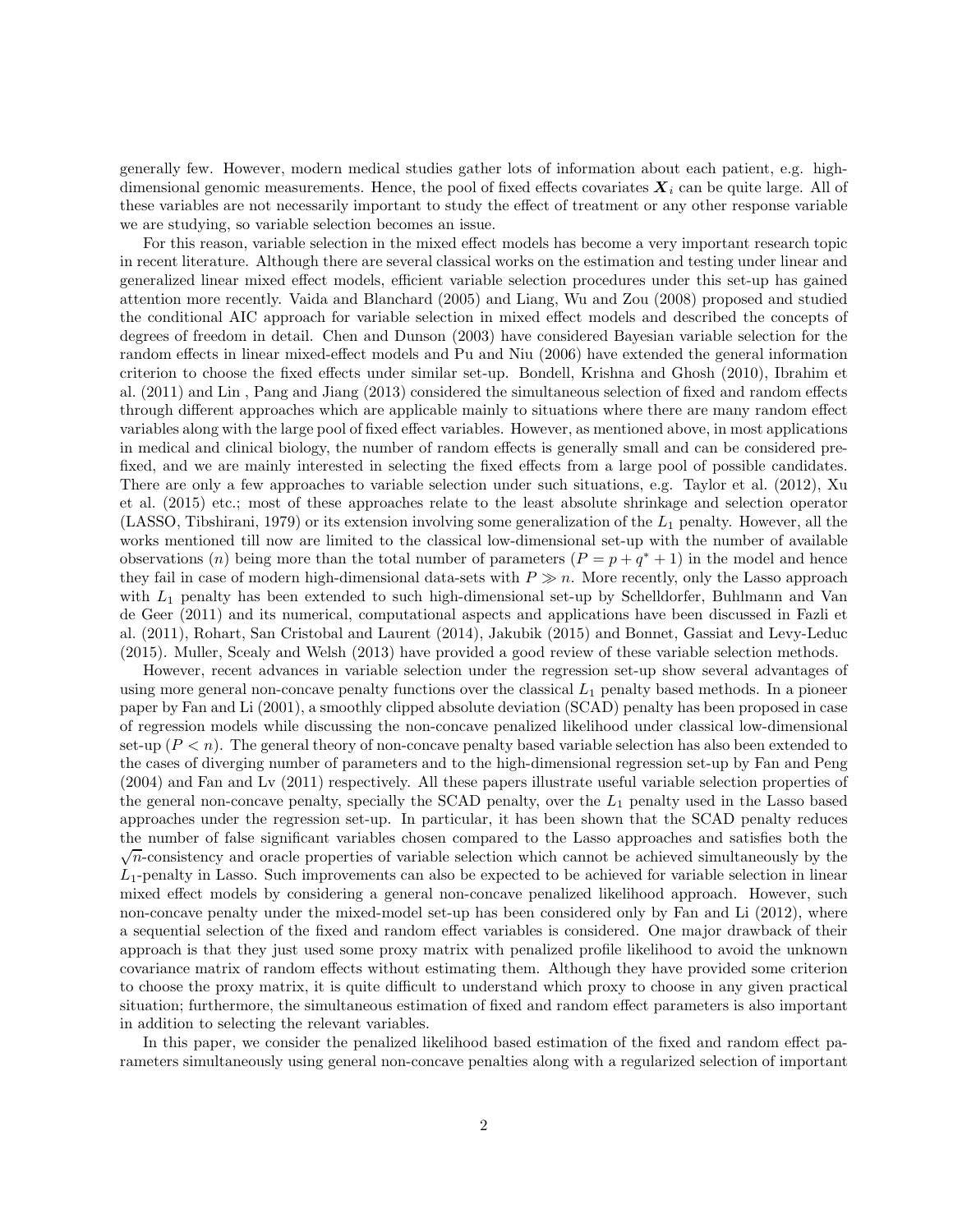generally few. However, modern medical studies gather lots of information about each patient, e.g. high-dimensional genomic measurements. Hence, the pool of fixed effects covariates $\boldsymbol{X}_i$ can be quite large. All of these variables are not necessarily important to study the effect of treatment or any other response variable we are studying, so variable selection becomes an issue.

For this reason, variable selection in the mixed effect models has become a very important research topic in recent literature. Although there are several classical works on the estimation and testing under linear and generalized linear mixed effect models, efficient variable selection procedures under this set-up has gained attention more recently. Vaida and Blanchard (2005) and Liang, Wu and Zou (2008) proposed and studied the conditional AIC approach for variable selection in mixed effect models and described the concepts of degrees of freedom in detail. Chen and Dunson (2003) have considered Bayesian variable selection for the random effects in linear mixed-effect models and Pu and Niu (2006) have extended the general information criterion to choose the fixed effects under similar set-up. Bondell, Krishna and Ghosh (2010), Ibrahim et al. (2011) and Lin , Pang and Jiang (2013) considered the simultaneous selection of fixed and random effects through different approaches which are applicable mainly to situations where there are many random effect variables along with the large pool of fixed effect variables. However, as mentioned above, in most applications in medical and clinical biology, the number of random effects is generally small and can be considered pre-fixed, and we are mainly interested in selecting the fixed effects from a large pool of possible candidates. There are only a few approaches to variable selection under such situations, e.g. Taylor et al. (2012), Xu et al. (2015) etc.; most of these approaches relate to the least absolute shrinkage and selection operator (LASSO, Tibshirani, 1979) or its extension involving some generalization of the $L_1$ penalty. However, all the works mentioned till now are limited to the classical low-dimensional set-up with the number of available observations ($n$) being more than the total number of parameters ($P = p + q^* + 1$) in the model and hence they fail in case of modern high-dimensional data-sets with $P \gg n$. More recently, only the Lasso approach with $L_1$ penalty has been extended to such high-dimensional set-up by Schelldorfer, Buhlmann and Van de Geer (2011) and its numerical, computational aspects and applications have been discussed in Fazli et al. (2011), Rohart, San Cristobal and Laurent (2014), Jakubik (2015) and Bonnet, Gassiat and Levy-Leduc (2015). Muller, Scealy and Welsh (2013) have provided a good review of these variable selection methods.

However, recent advances in variable selection under the regression set-up show several advantages of using more general non-concave penalty functions over the classical $L_1$ penalty based methods. In a pioneer paper by Fan and Li (2001), a smoothly clipped absolute deviation (SCAD) penalty has been proposed in case of regression models while discussing the non-concave penalized likelihood under classical low-dimensional set-up ($P < n$). The general theory of non-concave penalty based variable selection has also been extended to the cases of diverging number of parameters and to the high-dimensional regression set-up by Fan and Peng (2004) and Fan and Lv (2011) respectively. All these papers illustrate useful variable selection properties of the general non-concave penalty, specially the SCAD penalty, over the $L_1$ penalty used in the Lasso based approaches under the regression set-up. In particular, it has been shown that the SCAD penalty reduces the number of false significant variables chosen compared to the Lasso approaches and satisfies both the $\sqrt{n}$-consistency and oracle properties of variable selection which cannot be achieved simultaneously by the $L_1$-penalty in Lasso. Such improvements can also be expected to be achieved for variable selection in linear mixed effect models by considering a general non-concave penalized likelihood approach. However, such non-concave penalty under the mixed-model set-up has been considered only by Fan and Li (2012), where a sequential selection of the fixed and random effect variables is considered. One major drawback of their approach is that they just used some proxy matrix with penalized profile likelihood to avoid the unknown covariance matrix of random effects without estimating them. Although they have provided some criterion to choose the proxy matrix, it is quite difficult to understand which proxy to choose in any given practical situation; furthermore, the simultaneous estimation of fixed and random effect parameters is also important in addition to selecting the relevant variables.

In this paper, we consider the penalized likelihood based estimation of the fixed and random effect parameters simultaneously using general non-concave penalties along with a regularized selection of important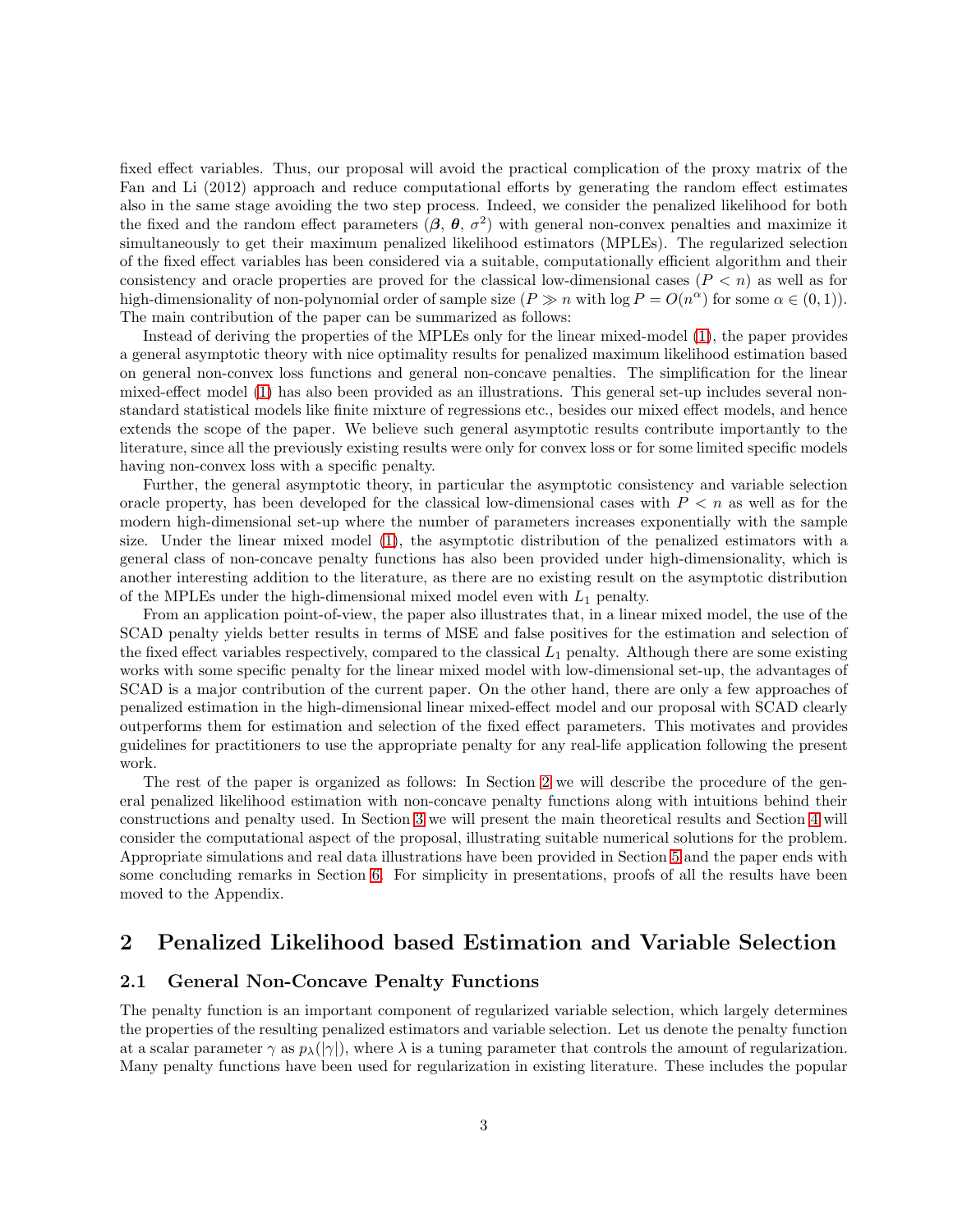fixed effect variables. Thus, our proposal will avoid the practical complication of the proxy matrix of the Fan and Li (2012) approach and reduce computational efforts by generating the random effect estimates also in the same stage avoiding the two step process. Indeed, we consider the penalized likelihood for both the fixed and the random effect parameters ($\boldsymbol{\beta}$, $\boldsymbol{\theta}$, $\sigma^2$) with general non-convex penalties and maximize it simultaneously to get their maximum penalized likelihood estimators (MPLEs). The regularized selection of the fixed effect variables has been considered via a suitable, computationally efficient algorithm and their consistency and oracle properties are proved for the classical low-dimensional cases ($P < n$) as well as for high-dimensionality of non-polynomial order of sample size ($P \gg n$ with $\log P = O(n^\alpha)$ for some $\alpha \in (0, 1)$). The main contribution of the paper can be summarized as follows:

Instead of deriving the properties of the MPLEs only for the linear mixed-model (1), the paper provides a general asymptotic theory with nice optimality results for penalized maximum likelihood estimation based on general non-convex loss functions and general non-concave penalties. The simplification for the linear mixed-effect model (1) has also been provided as an illustrations. This general set-up includes several non-standard statistical models like finite mixture of regressions etc., besides our mixed effect models, and hence extends the scope of the paper. We believe such general asymptotic results contribute importantly to the literature, since all the previously existing results were only for convex loss or for some limited specific models having non-convex loss with a specific penalty.

Further, the general asymptotic theory, in particular the asymptotic consistency and variable selection oracle property, has been developed for the classical low-dimensional cases with $P < n$ as well as for the modern high-dimensional set-up where the number of parameters increases exponentially with the sample size. Under the linear mixed model (1), the asymptotic distribution of the penalized estimators with a general class of non-concave penalty functions has also been provided under high-dimensionality, which is another interesting addition to the literature, as there are no existing result on the asymptotic distribution of the MPLEs under the high-dimensional mixed model even with $L_1$ penalty.

From an application point-of-view, the paper also illustrates that, in a linear mixed model, the use of the SCAD penalty yields better results in terms of MSE and false positives for the estimation and selection of the fixed effect variables respectively, compared to the classical $L_1$ penalty. Although there are some existing works with some specific penalty for the linear mixed model with low-dimensional set-up, the advantages of SCAD is a major contribution of the current paper. On the other hand, there are only a few approaches of penalized estimation in the high-dimensional linear mixed-effect model and our proposal with SCAD clearly outperforms them for estimation and selection of the fixed effect parameters. This motivates and provides guidelines for practitioners to use the appropriate penalty for any real-life application following the present work.

The rest of the paper is organized as follows: In Section 2 we will describe the procedure of the general penalized likelihood estimation with non-concave penalty functions along with intuitions behind their constructions and penalty used. In Section 3 we will present the main theoretical results and Section 4 will consider the computational aspect of the proposal, illustrating suitable numerical solutions for the problem. Appropriate simulations and real data illustrations have been provided in Section 5 and the paper ends with some concluding remarks in Section 6. For simplicity in presentations, proofs of all the results have been moved to the Appendix.

## 2 Penalized Likelihood based Estimation and Variable Selection

### 2.1 General Non-Concave Penalty Functions

The penalty function is an important component of regularized variable selection, which largely determines the properties of the resulting penalized estimators and variable selection. Let us denote the penalty function at a scalar parameter $\gamma$ as $p_\lambda(|\gamma|)$, where $\lambda$ is a tuning parameter that controls the amount of regularization. Many penalty functions have been used for regularization in existing literature. These includes the popular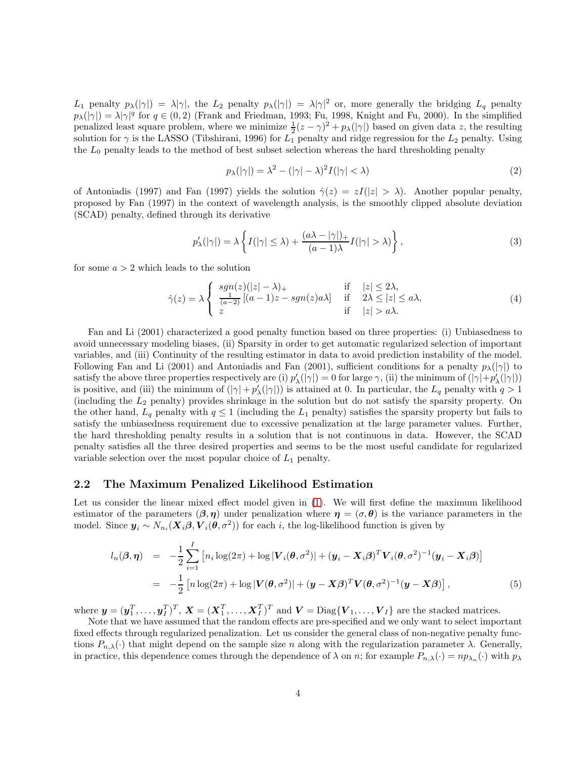$L_1$ penalty $p_\lambda(|\gamma|) = \lambda|\gamma|$, the $L_2$ penalty $p_\lambda(|\gamma|) = \lambda|\gamma|^2$ or, more generally the bridging $L_q$ penalty $p_\lambda(|\gamma|) = \lambda|\gamma|^q$ for $q \in (0, 2)$ (Frank and Friedman, 1993; Fu, 1998, Knight and Fu, 2000). In the simplified penalized least square problem, where we minimize $\frac{1}{2}(z-\gamma)^2 + p_\lambda(|\gamma|)$ based on given data $z$, the resulting solution for $\gamma$ is the LASSO (Tibshirani, 1996) for $L_1$ penalty and ridge regression for the $L_2$ penalty. Using the $L_0$ penalty leads to the method of best subset selection whereas the hard thresholding penalty

$$p_\lambda(|\gamma|) = \lambda^2 - (|\gamma| - \lambda)^2 I(|\gamma| < \lambda) \tag{2}$$

of Antoniadis (1997) and Fan (1997) yields the solution $\hat{\gamma}(z) = zI(|z| > \lambda)$. Another popular penalty, proposed by Fan (1997) in the context of wavelength analysis, is the smoothly clipped absolute deviation (SCAD) penalty, defined through its derivative

$$p'_\lambda(|\gamma|) = \lambda \left\{ I(|\gamma| \leq \lambda) + \frac{(a\lambda - |\gamma|)_+}{(a-1)\lambda} I(|\gamma| > \lambda) \right\}, \tag{3}$$

for some $a > 2$ which leads to the solution

$$\hat{\gamma}(z) = \lambda \begin{cases} sgn(z)(|z| - \lambda)_+ & \text{if} \quad |z| \leq 2\lambda, \\ \frac{1}{(a-2)}\left[(a-1)z - sgn(z)a\lambda\right] & \text{if} \quad 2\lambda \leq |z| \leq a\lambda, \\ z & \text{if} \quad |z| > a\lambda. \end{cases} \tag{4}$$

Fan and Li (2001) characterized a good penalty function based on three properties: (i) Unbiasedness to avoid unnecessary modeling biases, (ii) Sparsity in order to get automatic regularized selection of important variables, and (iii) Continuity of the resulting estimator in data to avoid prediction instability of the model. Following Fan and Li (2001) and Antoniadis and Fan (2001), sufficient conditions for a penalty $p_\lambda(|\gamma|)$ to satisfy the above three properties respectively are (i) $p'_\lambda(|\gamma|) = 0$ for large $\gamma$, (ii) the minimum of $(|\gamma| + p'_\lambda(|\gamma|))$ is positive, and (iii) the minimum of $(|\gamma| + p'_\lambda(|\gamma|))$ is attained at 0. In particular, the $L_q$ penalty with $q > 1$ (including the $L_2$ penalty) provides shrinkage in the solution but do not satisfy the sparsity property. On the other hand, $L_q$ penalty with $q \leq 1$ (including the $L_1$ penalty) satisfies the sparsity property but fails to satisfy the unbiasedness requirement due to excessive penalization at the large parameter values. Further, the hard thresholding penalty results in a solution that is not continuous in data. However, the SCAD penalty satisfies all the three desired properties and seems to be the most useful candidate for regularized variable selection over the most popular choice of $L_1$ penalty.

## 2.2 The Maximum Penalized Likelihood Estimation

Let us consider the linear mixed effect model given in (1). We will first define the maximum likelihood estimator of the parameters $(\boldsymbol{\beta}, \boldsymbol{\eta})$ under penalization where $\boldsymbol{\eta} = (\sigma, \boldsymbol{\theta})$ is the variance parameters in the model. Since $\boldsymbol{y}_i \sim N_{n_i}(\boldsymbol{X}_i\boldsymbol{\beta}, \boldsymbol{V}_i(\boldsymbol{\theta}, \sigma^2))$ for each $i$, the log-likelihood function is given by

$$\begin{aligned} l_n(\boldsymbol{\beta}, \boldsymbol{\eta}) &= -\frac{1}{2}\sum_{i=1}^{I}\left[n_i \log(2\pi) + \log|\boldsymbol{V}_i(\boldsymbol{\theta}, \sigma^2)| + (\boldsymbol{y}_i - \boldsymbol{X}_i\boldsymbol{\beta})^T \boldsymbol{V}_i(\boldsymbol{\theta}, \sigma^2)^{-1}(\boldsymbol{y}_i - \boldsymbol{X}_i\boldsymbol{\beta})\right] \\ &= -\frac{1}{2}\left[n \log(2\pi) + \log|\boldsymbol{V}(\boldsymbol{\theta}, \sigma^2)| + (\boldsymbol{y} - \boldsymbol{X}\boldsymbol{\beta})^T \boldsymbol{V}(\boldsymbol{\theta}, \sigma^2)^{-1}(\boldsymbol{y} - \boldsymbol{X}\boldsymbol{\beta})\right], \end{aligned} \tag{5}$$

where $\boldsymbol{y} = (\boldsymbol{y}_1^T, \ldots, \boldsymbol{y}_I^T)^T$, $\boldsymbol{X} = (\boldsymbol{X}_1^T, \ldots, \boldsymbol{X}_I^T)^T$ and $\boldsymbol{V} = \text{Diag}\{\boldsymbol{V}_1, \ldots, \boldsymbol{V}_I\}$ are the stacked matrices.

Note that we have assumed that the random effects are pre-specified and we only want to select important fixed effects through regularized penalization. Let us consider the general class of non-negative penalty functions $P_{n,\lambda}(\cdot)$ that might depend on the sample size $n$ along with the regularization parameter $\lambda$. Generally, in practice, this dependence comes through the dependence of $\lambda$ on $n$; for example $P_{n,\lambda}(\cdot) = np_{\lambda_n}(\cdot)$ with $p_\lambda$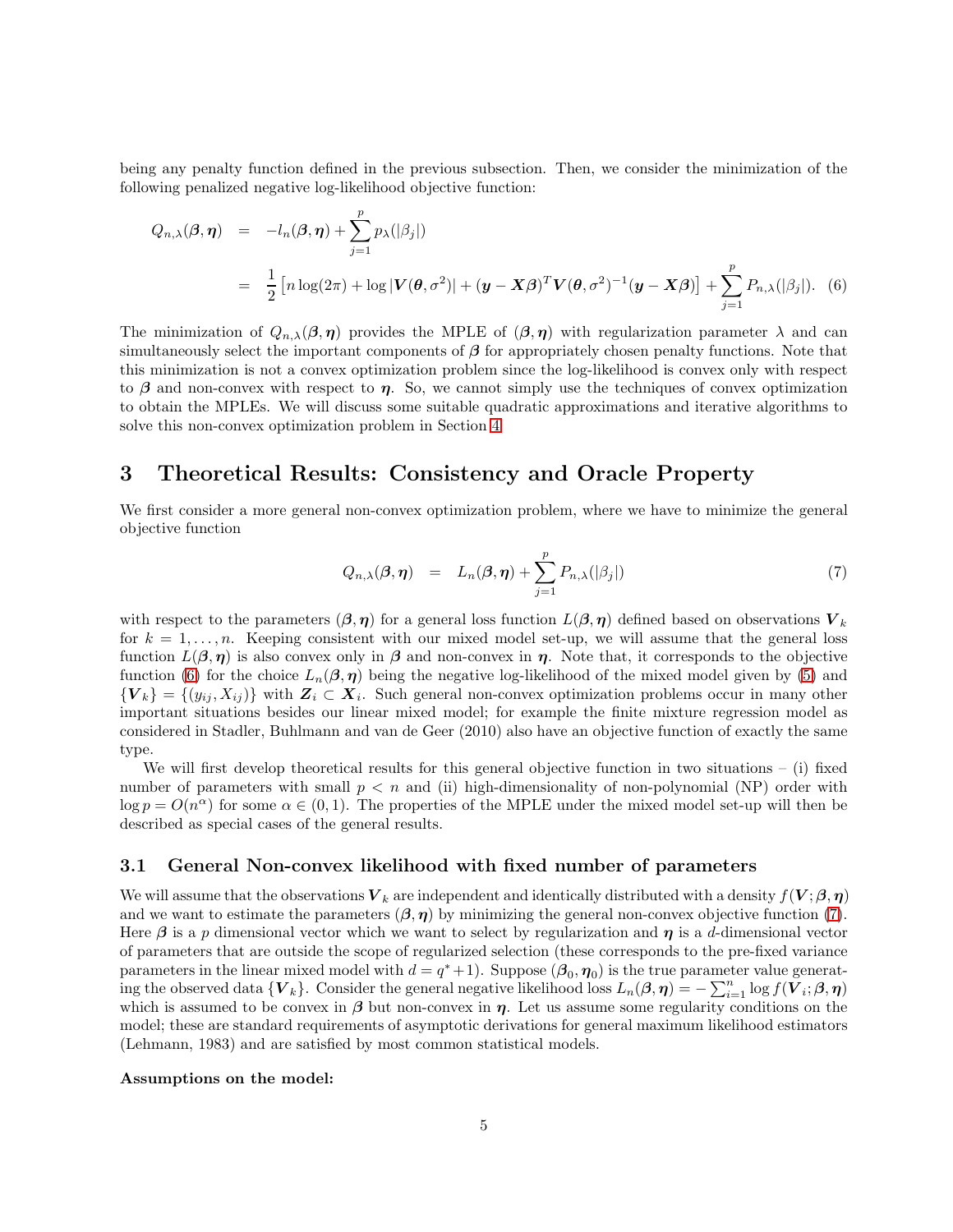being any penalty function defined in the previous subsection. Then, we consider the minimization of the following penalized negative log-likelihood objective function:

$$
\begin{aligned}
Q_{n,\lambda}(\boldsymbol{\beta}, \boldsymbol{\eta}) &= -l_n(\boldsymbol{\beta}, \boldsymbol{\eta}) + \sum_{j=1}^{p} p_\lambda(|\beta_j|) \\
&= \frac{1}{2}\left[n \log(2\pi) + \log|\boldsymbol{V}(\boldsymbol{\theta}, \sigma^2)| + (\boldsymbol{y} - \boldsymbol{X}\boldsymbol{\beta})^T \boldsymbol{V}(\boldsymbol{\theta}, \sigma^2)^{-1}(\boldsymbol{y} - \boldsymbol{X}\boldsymbol{\beta})\right] + \sum_{j=1}^{p} P_{n,\lambda}(|\beta_j|). \quad (6)
\end{aligned}
$$

The minimization of $Q_{n,\lambda}(\boldsymbol{\beta}, \boldsymbol{\eta})$ provides the MPLE of $(\boldsymbol{\beta}, \boldsymbol{\eta})$ with regularization parameter $\lambda$ and can simultaneously select the important components of $\boldsymbol{\beta}$ for appropriately chosen penalty functions. Note that this minimization is not a convex optimization problem since the log-likelihood is convex only with respect to $\boldsymbol{\beta}$ and non-convex with respect to $\boldsymbol{\eta}$. So, we cannot simply use the techniques of convex optimization to obtain the MPLEs. We will discuss some suitable quadratic approximations and iterative algorithms to solve this non-convex optimization problem in Section 4.

# 3 Theoretical Results: Consistency and Oracle Property

We first consider a more general non-convex optimization problem, where we have to minimize the general objective function

$$
Q_{n,\lambda}(\boldsymbol{\beta}, \boldsymbol{\eta}) = L_n(\boldsymbol{\beta}, \boldsymbol{\eta}) + \sum_{j=1}^{p} P_{n,\lambda}(|\beta_j|) \quad (7)
$$

with respect to the parameters $(\boldsymbol{\beta}, \boldsymbol{\eta})$ for a general loss function $L(\boldsymbol{\beta}, \boldsymbol{\eta})$ defined based on observations $\boldsymbol{V}_k$ for $k = 1, \ldots, n$. Keeping consistent with our mixed model set-up, we will assume that the general loss function $L(\boldsymbol{\beta}, \boldsymbol{\eta})$ is also convex only in $\boldsymbol{\beta}$ and non-convex in $\boldsymbol{\eta}$. Note that, it corresponds to the objective function (6) for the choice $L_n(\boldsymbol{\beta}, \boldsymbol{\eta})$ being the negative log-likelihood of the mixed model given by (5) and $\{\boldsymbol{V}_k\} = \{(y_{ij}, X_{ij})\}$ with $\boldsymbol{Z}_i \subset \boldsymbol{X}_i$. Such general non-convex optimization problems occur in many other important situations besides our linear mixed model; for example the finite mixture regression model as considered in Stadler, Buhlmann and van de Geer (2010) also have an objective function of exactly the same type.

We will first develop theoretical results for this general objective function in two situations – (i) fixed number of parameters with small $p < n$ and (ii) high-dimensionality of non-polynomial (NP) order with $\log p = O(n^\alpha)$ for some $\alpha \in (0, 1)$. The properties of the MPLE under the mixed model set-up will then be described as special cases of the general results.

## 3.1 General Non-convex likelihood with fixed number of parameters

We will assume that the observations $\boldsymbol{V}_k$ are independent and identically distributed with a density $f(\boldsymbol{V}; \boldsymbol{\beta}, \boldsymbol{\eta})$ and we want to estimate the parameters $(\boldsymbol{\beta}, \boldsymbol{\eta})$ by minimizing the general non-convex objective function (7). Here $\boldsymbol{\beta}$ is a $p$ dimensional vector which we want to select by regularization and $\boldsymbol{\eta}$ is a $d$-dimensional vector of parameters that are outside the scope of regularized selection (these corresponds to the pre-fixed variance parameters in the linear mixed model with $d = q^* + 1$). Suppose $(\boldsymbol{\beta}_0, \boldsymbol{\eta}_0)$ is the true parameter value generating the observed data $\{\boldsymbol{V}_k\}$. Consider the general negative likelihood loss $L_n(\boldsymbol{\beta}, \boldsymbol{\eta}) = -\sum_{i=1}^{n} \log f(\boldsymbol{V}_i; \boldsymbol{\beta}, \boldsymbol{\eta})$ which is assumed to be convex in $\boldsymbol{\beta}$ but non-convex in $\boldsymbol{\eta}$. Let us assume some regularity conditions on the model; these are standard requirements of asymptotic derivations for general maximum likelihood estimators (Lehmann, 1983) and are satisfied by most common statistical models.

**Assumptions on the model:**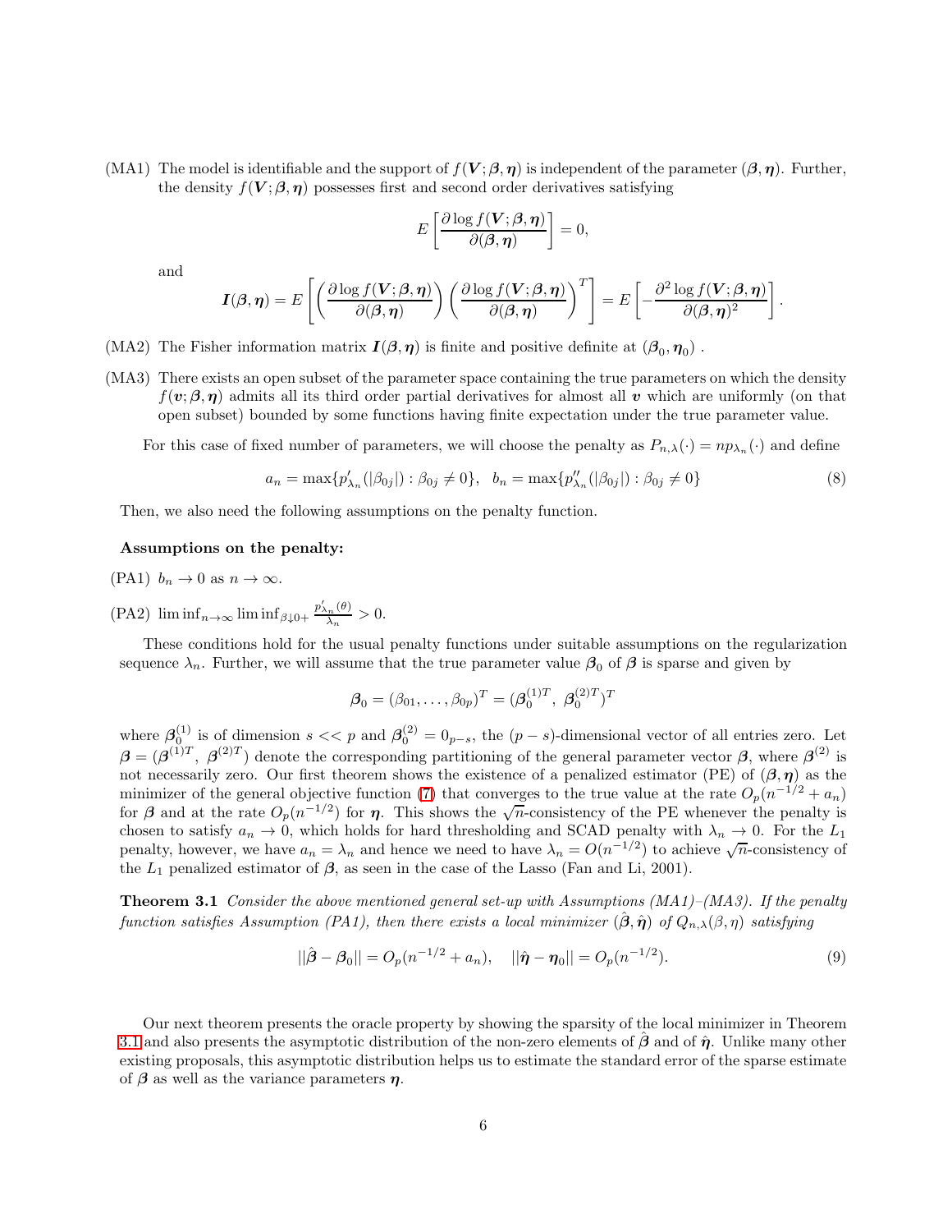(MA1) The model is identifiable and the support of $f(\boldsymbol{V};\boldsymbol{\beta},\boldsymbol{\eta})$ is independent of the parameter $(\boldsymbol{\beta},\boldsymbol{\eta})$. Further, the density $f(\boldsymbol{V};\boldsymbol{\beta},\boldsymbol{\eta})$ possesses first and second order derivatives satisfying

$$E\left[\frac{\partial \log f(\boldsymbol{V};\boldsymbol{\beta},\boldsymbol{\eta})}{\partial(\boldsymbol{\beta},\boldsymbol{\eta})}\right] = 0,$$

and

$$\boldsymbol{I}(\boldsymbol{\beta},\boldsymbol{\eta}) = E\left[\left(\frac{\partial \log f(\boldsymbol{V};\boldsymbol{\beta},\boldsymbol{\eta})}{\partial(\boldsymbol{\beta},\boldsymbol{\eta})}\right)\left(\frac{\partial \log f(\boldsymbol{V};\boldsymbol{\beta},\boldsymbol{\eta})}{\partial(\boldsymbol{\beta},\boldsymbol{\eta})}\right)^T\right] = E\left[-\frac{\partial^2 \log f(\boldsymbol{V};\boldsymbol{\beta},\boldsymbol{\eta})}{\partial(\boldsymbol{\beta},\boldsymbol{\eta})^2}\right].$$

(MA2) The Fisher information matrix $\boldsymbol{I}(\boldsymbol{\beta},\boldsymbol{\eta})$ is finite and positive definite at $(\boldsymbol{\beta}_0,\boldsymbol{\eta}_0)$ .

(MA3) There exists an open subset of the parameter space containing the true parameters on which the density $f(\boldsymbol{v};\boldsymbol{\beta},\boldsymbol{\eta})$ admits all its third order partial derivatives for almost all $\boldsymbol{v}$ which are uniformly (on that open subset) bounded by some functions having finite expectation under the true parameter value.

For this case of fixed number of parameters, we will choose the penalty as $P_{n,\lambda}(\cdot) = np_{\lambda_n}(\cdot)$ and define

$$a_n = \max\{p'_{\lambda_n}(|\beta_{0j}|) : \beta_{0j} \neq 0\}, \quad b_n = \max\{p''_{\lambda_n}(|\beta_{0j}|) : \beta_{0j} \neq 0\} \tag{8}$$

Then, we also need the following assumptions on the penalty function.

**Assumptions on the penalty:**

(PA1) $b_n \to 0$ as $n \to \infty$.

(PA2) $\liminf_{n\to\infty} \liminf_{\beta\downarrow 0+} \frac{p'_{\lambda_n}(\theta)}{\lambda_n} > 0$.

These conditions hold for the usual penalty functions under suitable assumptions on the regularization sequence $\lambda_n$. Further, we will assume that the true parameter value $\boldsymbol{\beta}_0$ of $\boldsymbol{\beta}$ is sparse and given by

$$\boldsymbol{\beta}_0 = (\beta_{01},\ldots,\beta_{0p})^T = (\boldsymbol{\beta}_0^{(1)T},\ \boldsymbol{\beta}_0^{(2)T})^T$$

where $\boldsymbol{\beta}_0^{(1)}$ is of dimension $s << p$ and $\boldsymbol{\beta}_0^{(2)} = 0_{p-s}$, the $(p-s)$-dimensional vector of all entries zero. Let $\boldsymbol{\beta} = (\boldsymbol{\beta}^{(1)T},\ \boldsymbol{\beta}^{(2)T})$ denote the corresponding partitioning of the general parameter vector $\boldsymbol{\beta}$, where $\boldsymbol{\beta}^{(2)}$ is not necessarily zero. Our first theorem shows the existence of a penalized estimator (PE) of $(\boldsymbol{\beta},\boldsymbol{\eta})$ as the minimizer of the general objective function (7) that converges to the true value at the rate $O_p(n^{-1/2} + a_n)$ for $\boldsymbol{\beta}$ and at the rate $O_p(n^{-1/2})$ for $\boldsymbol{\eta}$. This shows the $\sqrt{n}$-consistency of the PE whenever the penalty is chosen to satisfy $a_n \to 0$, which holds for hard thresholding and SCAD penalty with $\lambda_n \to 0$. For the $L_1$ penalty, however, we have $a_n = \lambda_n$ and hence we need to have $\lambda_n = O(n^{-1/2})$ to achieve $\sqrt{n}$-consistency of the $L_1$ penalized estimator of $\boldsymbol{\beta}$, as seen in the case of the Lasso (Fan and Li, 2001).

**Theorem 3.1** *Consider the above mentioned general set-up with Assumptions (MA1)–(MA3). If the penalty function satisfies Assumption (PA1), then there exists a local minimizer $(\hat{\boldsymbol{\beta}},\hat{\boldsymbol{\eta}})$ of $Q_{n,\lambda}(\beta,\eta)$ satisfying*

$$||\hat{\boldsymbol{\beta}} - \boldsymbol{\beta}_0|| = O_p(n^{-1/2} + a_n), \quad ||\hat{\boldsymbol{\eta}} - \boldsymbol{\eta}_0|| = O_p(n^{-1/2}). \tag{9}$$

Our next theorem presents the oracle property by showing the sparsity of the local minimizer in Theorem 3.1 and also presents the asymptotic distribution of the non-zero elements of $\hat{\boldsymbol{\beta}}$ and of $\hat{\boldsymbol{\eta}}$. Unlike many other existing proposals, this asymptotic distribution helps us to estimate the standard error of the sparse estimate of $\boldsymbol{\beta}$ as well as the variance parameters $\boldsymbol{\eta}$.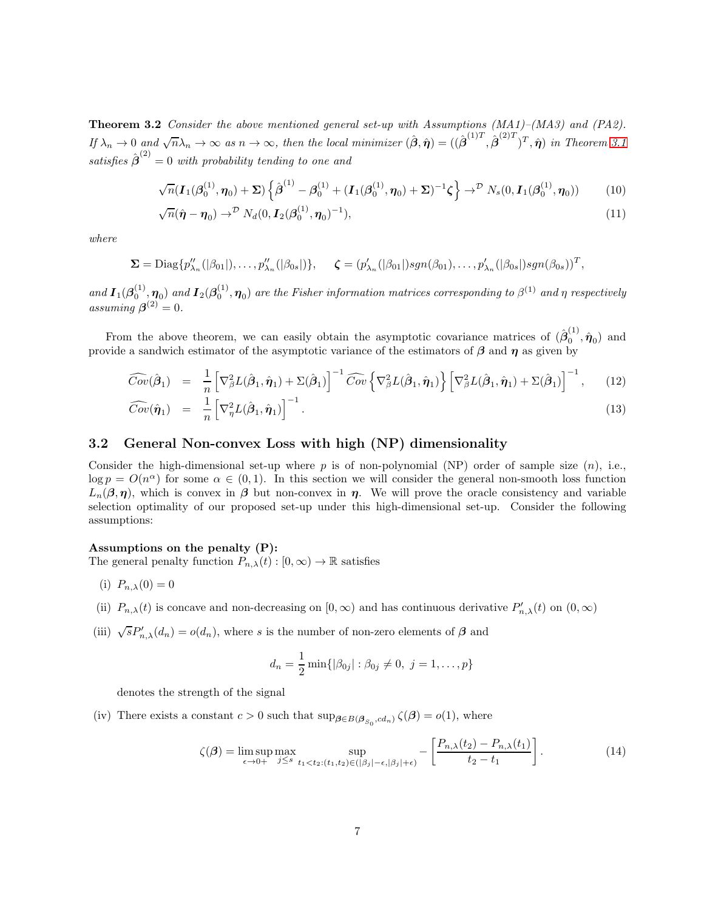**Theorem 3.2** *Consider the above mentioned general set-up with Assumptions (MA1)–(MA3) and (PA2). If $\lambda_n \to 0$ and $\sqrt{n}\lambda_n \to \infty$ as $n \to \infty$, then the local minimizer $(\hat{\boldsymbol{\beta}}, \hat{\boldsymbol{\eta}}) = ((\hat{\boldsymbol{\beta}}^{(1)T}, \hat{\boldsymbol{\beta}}^{(2)T})^T, \hat{\boldsymbol{\eta}})$ in Theorem 3.1 satisfies $\hat{\boldsymbol{\beta}}^{(2)} = 0$ with probability tending to one and*

$$\sqrt{n}(\boldsymbol{I}_1(\boldsymbol{\beta}_0^{(1)}, \boldsymbol{\eta}_0) + \boldsymbol{\Sigma})\left\{\hat{\boldsymbol{\beta}}^{(1)} - \boldsymbol{\beta}_0^{(1)} + (\boldsymbol{I}_1(\boldsymbol{\beta}_0^{(1)}, \boldsymbol{\eta}_0) + \boldsymbol{\Sigma})^{-1}\boldsymbol{\zeta}\right\} \to^{\mathcal{D}} N_s(0, \boldsymbol{I}_1(\boldsymbol{\beta}_0^{(1)}, \boldsymbol{\eta}_0)) \tag{10}$$

$$\sqrt{n}(\hat{\boldsymbol{\eta}} - \boldsymbol{\eta}_0) \to^{\mathcal{D}} N_d(0, \boldsymbol{I}_2(\boldsymbol{\beta}_0^{(1)}, \boldsymbol{\eta}_0)^{-1}), \tag{11}$$

*where*

$$\boldsymbol{\Sigma} = \text{Diag}\{p''_{\lambda_n}(|\beta_{01}|), \ldots, p''_{\lambda_n}(|\beta_{0s}|)\}, \qquad \boldsymbol{\zeta} = (p'_{\lambda_n}(|\beta_{01}|)sgn(\beta_{01}), \ldots, p'_{\lambda_n}(|\beta_{0s}|)sgn(\beta_{0s}))^T,$$

*and $\boldsymbol{I}_1(\boldsymbol{\beta}_0^{(1)}, \boldsymbol{\eta}_0)$ and $\boldsymbol{I}_2(\boldsymbol{\beta}_0^{(1)}, \boldsymbol{\eta}_0)$ are the Fisher information matrices corresponding to $\beta^{(1)}$ and $\eta$ respectively assuming $\boldsymbol{\beta}^{(2)} = 0$.*

From the above theorem, we can easily obtain the asymptotic covariance matrices of $(\hat{\boldsymbol{\beta}}_0^{(1)}, \hat{\boldsymbol{\eta}}_0)$ and provide a sandwich estimator of the asymptotic variance of the estimators of $\boldsymbol{\beta}$ and $\boldsymbol{\eta}$ as given by

$$\widehat{Cov}(\hat{\boldsymbol{\beta}}_1) = \frac{1}{n}\left[\nabla^2_\beta L(\hat{\boldsymbol{\beta}}_1, \hat{\boldsymbol{\eta}}_1) + \Sigma(\hat{\boldsymbol{\beta}}_1)\right]^{-1} \widehat{Cov}\left\{\nabla^2_\beta L(\hat{\boldsymbol{\beta}}_1, \hat{\boldsymbol{\eta}}_1)\right\}\left[\nabla^2_\beta L(\hat{\boldsymbol{\beta}}_1, \hat{\boldsymbol{\eta}}_1) + \Sigma(\hat{\boldsymbol{\beta}}_1)\right]^{-1}, \tag{12}$$

$$\widehat{Cov}(\hat{\boldsymbol{\eta}}_1) = \frac{1}{n}\left[\nabla^2_\eta L(\hat{\boldsymbol{\beta}}_1, \hat{\boldsymbol{\eta}}_1)\right]^{-1}. \tag{13}$$

## 3.2 General Non-convex Loss with high (NP) dimensionality

Consider the high-dimensional set-up where $p$ is of non-polynomial (NP) order of sample size ($n$), i.e., $\log p = O(n^\alpha)$ for some $\alpha \in (0, 1)$. In this section we will consider the general non-smooth loss function $L_n(\boldsymbol{\beta}, \boldsymbol{\eta})$, which is convex in $\boldsymbol{\beta}$ but non-convex in $\boldsymbol{\eta}$. We will prove the oracle consistency and variable selection optimality of our proposed set-up under this high-dimensional set-up. Consider the following assumptions:

**Assumptions on the penalty (P):**
The general penalty function $P_{n,\lambda}(t) : [0, \infty) \to \mathbb{R}$ satisfies

(i) $P_{n,\lambda}(0) = 0$

(ii) $P_{n,\lambda}(t)$ is concave and non-decreasing on $[0, \infty)$ and has continuous derivative $P'_{n,\lambda}(t)$ on $(0, \infty)$

(iii) $\sqrt{s}P'_{n,\lambda}(d_n) = o(d_n)$, where $s$ is the number of non-zero elements of $\boldsymbol{\beta}$ and

$$d_n = \frac{1}{2}\min\{|\beta_{0j}| : \beta_{0j} \neq 0, \ j = 1, \ldots, p\}$$

denotes the strength of the signal

(iv) There exists a constant $c > 0$ such that $\sup_{\boldsymbol{\beta} \in B(\boldsymbol{\beta}_{S_0}, cd_n)} \zeta(\boldsymbol{\beta}) = o(1)$, where

$$\zeta(\boldsymbol{\beta}) = \limsup_{\epsilon \to 0+} \max_{j \leq s} \sup_{t_1 < t_2 : (t_1, t_2) \in (|\beta_j| - \epsilon, |\beta_j| + \epsilon)} -\left[\frac{P_{n,\lambda}(t_2) - P_{n,\lambda}(t_1)}{t_2 - t_1}\right]. \tag{14}$$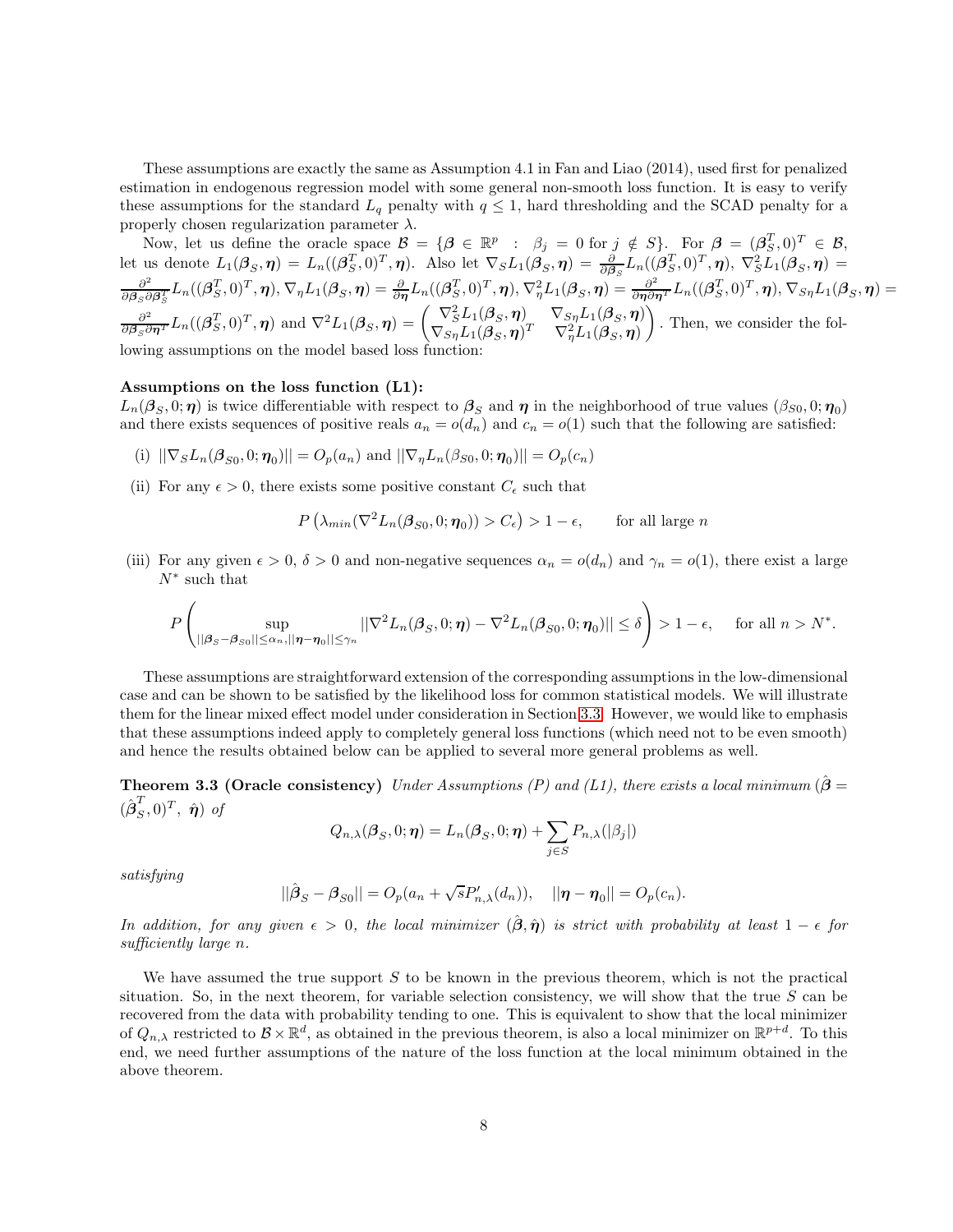These assumptions are exactly the same as Assumption 4.1 in Fan and Liao (2014), used first for penalized estimation in endogenous regression model with some general non-smooth loss function. It is easy to verify these assumptions for the standard $L_q$ penalty with $q \leq 1$, hard thresholding and the SCAD penalty for a properly chosen regularization parameter $\lambda$.

Now, let us define the oracle space $\mathcal{B} = \{\boldsymbol{\beta} \in \mathbb{R}^p \ : \ \beta_j = 0 \text{ for } j \notin S\}$. For $\boldsymbol{\beta} = (\boldsymbol{\beta}_S^T, 0)^T \in \mathcal{B}$, let us denote $L_1(\boldsymbol{\beta}_S, \boldsymbol{\eta}) = L_n((\boldsymbol{\beta}_S^T, 0)^T, \boldsymbol{\eta})$. Also let $\nabla_S L_1(\boldsymbol{\beta}_S, \boldsymbol{\eta}) = \frac{\partial}{\partial \boldsymbol{\beta}_S} L_n((\boldsymbol{\beta}_S^T, 0)^T, \boldsymbol{\eta})$, $\nabla_S^2 L_1(\boldsymbol{\beta}_S, \boldsymbol{\eta}) = \frac{\partial^2}{\partial \boldsymbol{\beta}_S \partial \boldsymbol{\beta}_S^T} L_n((\boldsymbol{\beta}_S^T, 0)^T, \boldsymbol{\eta})$, $\nabla_\eta L_1(\boldsymbol{\beta}_S, \boldsymbol{\eta}) = \frac{\partial}{\partial \boldsymbol{\eta}} L_n((\boldsymbol{\beta}_S^T, 0)^T, \boldsymbol{\eta})$, $\nabla_\eta^2 L_1(\boldsymbol{\beta}_S, \boldsymbol{\eta}) = \frac{\partial^2}{\partial \boldsymbol{\eta} \partial \boldsymbol{\eta}^T} L_n((\boldsymbol{\beta}_S^T, 0)^T, \boldsymbol{\eta})$, $\nabla_{S\eta} L_1(\boldsymbol{\beta}_S, \boldsymbol{\eta}) = \frac{\partial^2}{\partial \boldsymbol{\beta}_S \partial \boldsymbol{\eta}^T} L_n((\boldsymbol{\beta}_S^T, 0)^T, \boldsymbol{\eta})$ and $\nabla^2 L_1(\boldsymbol{\beta}_S, \boldsymbol{\eta}) = \begin{pmatrix} \nabla_S^2 L_1(\boldsymbol{\beta}_S, \boldsymbol{\eta}) & \nabla_{S\eta} L_1(\boldsymbol{\beta}_S, \boldsymbol{\eta}) \\ \nabla_{S\eta} L_1(\boldsymbol{\beta}_S, \boldsymbol{\eta})^T & \nabla_\eta^2 L_1(\boldsymbol{\beta}_S, \boldsymbol{\eta}) \end{pmatrix}$. Then, we consider the following assumptions on the model based loss function:

**Assumptions on the loss function (L1):**
$L_n(\boldsymbol{\beta}_S, 0; \boldsymbol{\eta})$ is twice differentiable with respect to $\boldsymbol{\beta}_S$ and $\boldsymbol{\eta}$ in the neighborhood of true values $(\beta_{S0}, 0; \boldsymbol{\eta}_0)$ and there exists sequences of positive reals $a_n = o(d_n)$ and $c_n = o(1)$ such that the following are satisfied:

(i) $||\nabla_S L_n(\boldsymbol{\beta}_{S0}, 0; \boldsymbol{\eta}_0)|| = O_p(a_n)$ and $||\nabla_\eta L_n(\beta_{S0}, 0; \boldsymbol{\eta}_0)|| = O_p(c_n)$

(ii) For any $\epsilon > 0$, there exists some positive constant $C_\epsilon$ such that

$$P\left(\lambda_{min}(\nabla^2 L_n(\boldsymbol{\beta}_{S0}, 0; \boldsymbol{\eta}_0)) > C_\epsilon\right) > 1 - \epsilon, \qquad \text{for all large } n$$

(iii) For any given $\epsilon > 0$, $\delta > 0$ and non-negative sequences $\alpha_n = o(d_n)$ and $\gamma_n = o(1)$, there exist a large $N^*$ such that

$$P\left(\sup_{||\boldsymbol{\beta}_S - \boldsymbol{\beta}_{S0}|| \leq \alpha_n, ||\boldsymbol{\eta} - \boldsymbol{\eta}_0|| \leq \gamma_n} ||\nabla^2 L_n(\boldsymbol{\beta}_S, 0; \boldsymbol{\eta}) - \nabla^2 L_n(\boldsymbol{\beta}_{S0}, 0; \boldsymbol{\eta}_0)|| \leq \delta\right) > 1 - \epsilon, \quad \text{for all } n > N^*.$$

These assumptions are straightforward extension of the corresponding assumptions in the low-dimensional case and can be shown to be satisfied by the likelihood loss for common statistical models. We will illustrate them for the linear mixed effect model under consideration in Section 3.3. However, we would like to emphasis that these assumptions indeed apply to completely general loss functions (which need not to be even smooth) and hence the results obtained below can be applied to several more general problems as well.

**Theorem 3.3 (Oracle consistency)** *Under Assumptions (P) and (L1), there exists a local minimum $(\hat{\boldsymbol{\beta}} = (\hat{\boldsymbol{\beta}}_S^T, 0)^T, \ \hat{\boldsymbol{\eta}})$ of*

$$Q_{n,\lambda}(\boldsymbol{\beta}_S, 0; \boldsymbol{\eta}) = L_n(\boldsymbol{\beta}_S, 0; \boldsymbol{\eta}) + \sum_{j \in S} P_{n,\lambda}(|\beta_j|)$$

*satisfying*

$$||\hat{\boldsymbol{\beta}}_S - \boldsymbol{\beta}_{S0}|| = O_p(a_n + \sqrt{s} P'_{n,\lambda}(d_n)), \quad ||\boldsymbol{\eta} - \boldsymbol{\eta}_0|| = O_p(c_n).$$

*In addition, for any given $\epsilon > 0$, the local minimizer $(\hat{\boldsymbol{\beta}}, \hat{\boldsymbol{\eta}})$ is strict with probability at least $1 - \epsilon$ for sufficiently large $n$.*

We have assumed the true support $S$ to be known in the previous theorem, which is not the practical situation. So, in the next theorem, for variable selection consistency, we will show that the true $S$ can be recovered from the data with probability tending to one. This is equivalent to show that the local minimizer of $Q_{n,\lambda}$ restricted to $\mathcal{B} \times \mathbb{R}^d$, as obtained in the previous theorem, is also a local minimizer on $\mathbb{R}^{p+d}$. To this end, we need further assumptions of the nature of the loss function at the local minimum obtained in the above theorem.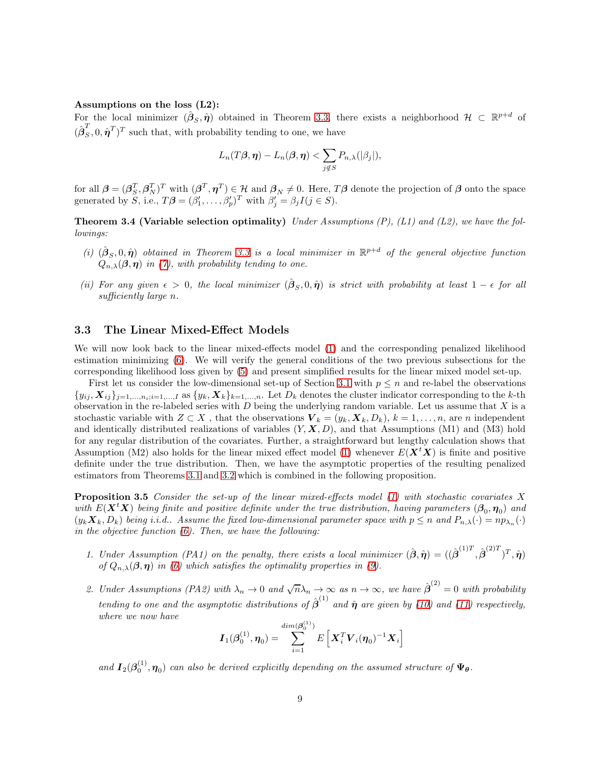**Assumptions on the loss (L2):**
For the local minimizer $(\hat{\boldsymbol{\beta}}_S, \hat{\boldsymbol{\eta}})$ obtained in Theorem 3.3, there exists a neighborhood $\mathcal{H} \subset \mathbb{R}^{p+d}$ of $(\hat{\boldsymbol{\beta}}_S^T, 0, \hat{\boldsymbol{\eta}}^T)^T$ such that, with probability tending to one, we have

$$
L_n(T\boldsymbol{\beta}, \boldsymbol{\eta}) - L_n(\boldsymbol{\beta}, \boldsymbol{\eta}) < \sum_{j \notin S} P_{n,\lambda}(|\beta_j|),
$$

for all $\boldsymbol{\beta} = (\boldsymbol{\beta}_S^T, \boldsymbol{\beta}_N^T)^T$ with $(\boldsymbol{\beta}^T, \boldsymbol{\eta}^T) \in \mathcal{H}$ and $\boldsymbol{\beta}_N \neq 0$. Here, $T\boldsymbol{\beta}$ denote the projection of $\boldsymbol{\beta}$ onto the space generated by $S$, i.e., $T\boldsymbol{\beta} = (\beta_1', \ldots, \beta_p')^T$ with $\beta_j' = \beta_j I(j \in S)$.

**Theorem 3.4 (Variable selection optimality)** *Under Assumptions (P), (L1) and (L2), we have the followings:*

*(i) $(\hat{\boldsymbol{\beta}}_S, 0, \hat{\boldsymbol{\eta}})$ obtained in Theorem 3.3 is a local minimizer in $\mathbb{R}^{p+d}$ of the general objective function $Q_{n,\lambda}(\boldsymbol{\beta}, \boldsymbol{\eta})$ in (7), with probability tending to one.*

*(ii) For any given $\epsilon > 0$, the local minimizer $(\hat{\boldsymbol{\beta}}_S, 0, \hat{\boldsymbol{\eta}})$ is strict with probability at least $1 - \epsilon$ for all sufficiently large $n$.*

### 3.3 The Linear Mixed-Effect Models

We will now look back to the linear mixed-effects model (1) and the corresponding penalized likelihood estimation minimizing (6). We will verify the general conditions of the two previous subsections for the corresponding likelihood loss given by (5) and present simplified results for the linear mixed model set-up.

First let us consider the low-dimensional set-up of Section 3.1 with $p \leq n$ and re-label the observations $\{y_{ij}, \boldsymbol{X}_{ij}\}_{j=1,\ldots,n_i; i=1,\ldots,I}$ as $\{y_k, \boldsymbol{X}_k\}_{k=1,\ldots,n}$. Let $D_k$ denotes the cluster indicator corresponding to the $k$-th observation in the re-labeled series with $D$ being the underlying random variable. Let us assume that $X$ is a stochastic variable with $Z \subset X$ , that the observations $\boldsymbol{V}_k = (y_k, \boldsymbol{X}_k, D_k)$, $k = 1, \ldots, n$, are $n$ independent and identically distributed realizations of variables $(Y, \boldsymbol{X}, D)$, and that Assumptions (M1) and (M3) hold for any regular distribution of the covariates. Further, a straightforward but lengthy calculation shows that Assumption (M2) also holds for the linear mixed effect model (1) whenever $E(\boldsymbol{X}^t\boldsymbol{X})$ is finite and positive definite under the true distribution. Then, we have the asymptotic properties of the resulting penalized estimators from Theorems 3.1 and 3.2 which is combined in the following proposition.

**Proposition 3.5** *Consider the set-up of the linear mixed-effects model (1) with stochastic covariates $X$ with $E(\boldsymbol{X}^t\boldsymbol{X})$ being finite and positive definite under the true distribution, having parameters $(\boldsymbol{\beta}_0, \boldsymbol{\eta}_0)$ and $(y_k\boldsymbol{X}_k, D_k)$ being i.i.d.. Assume the fixed low-dimensional parameter space with $p \leq n$ and $P_{n,\lambda}(\cdot) = np_{\lambda_n}(\cdot)$ in the objective function (6). Then, we have the following:*

1. *Under Assumption (PA1) on the penalty, there exists a local minimizer $(\hat{\boldsymbol{\beta}}, \hat{\boldsymbol{\eta}}) = ((\hat{\boldsymbol{\beta}}^{(1)T}, \hat{\boldsymbol{\beta}}^{(2)T})^T, \hat{\boldsymbol{\eta}})$ of $Q_{n,\lambda}(\boldsymbol{\beta}, \boldsymbol{\eta})$ in (6) which satisfies the optimality properties in (9).*

2. *Under Assumptions (PA2) with $\lambda_n \to 0$ and $\sqrt{n}\lambda_n \to \infty$ as $n \to \infty$, we have $\hat{\boldsymbol{\beta}}^{(2)} = 0$ with probability tending to one and the asymptotic distributions of $\hat{\boldsymbol{\beta}}^{(1)}$ and $\hat{\boldsymbol{\eta}}$ are given by (10) and (11) respectively, where we now have*

$$
\boldsymbol{I}_1(\boldsymbol{\beta}_0^{(1)}, \boldsymbol{\eta}_0) = \sum_{i=1}^{dim(\boldsymbol{\beta}_0^{(1)})} E\left[\boldsymbol{X}_i^T \boldsymbol{V}_i(\boldsymbol{\eta}_0)^{-1} \boldsymbol{X}_i\right]
$$

*and $\boldsymbol{I}_2(\boldsymbol{\beta}_0^{(1)}, \boldsymbol{\eta}_0)$ can also be derived explicitly depending on the assumed structure of $\boldsymbol{\Psi}_{\boldsymbol{\theta}}$.*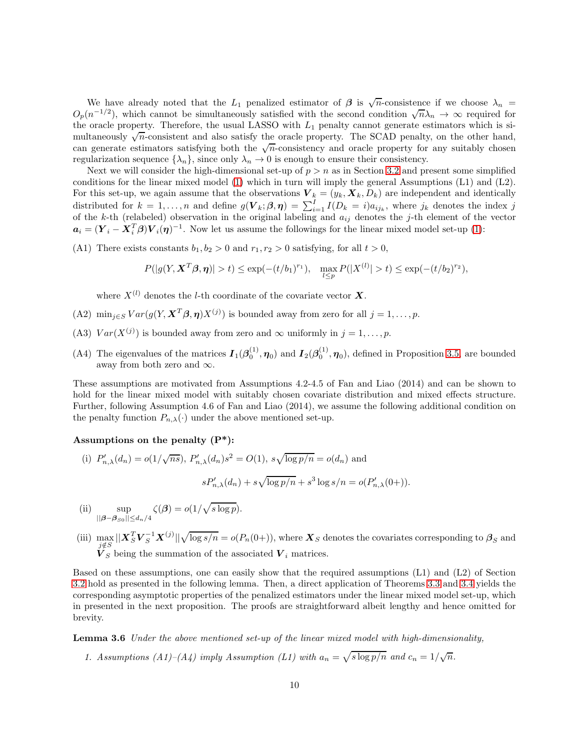We have already noted that the $L_1$ penalized estimator of $\boldsymbol{\beta}$ is $\sqrt{n}$-consistence if we choose $\lambda_n = O_p(n^{-1/2})$, which cannot be simultaneously satisfied with the second condition $\sqrt{n}\lambda_n \to \infty$ required for the oracle property. Therefore, the usual LASSO with $L_1$ penalty cannot generate estimators which is simultaneously $\sqrt{n}$-consistent and also satisfy the oracle property. The SCAD penalty, on the other hand, can generate estimators satisfying both the $\sqrt{n}$-consistency and oracle property for any suitably chosen regularization sequence $\{\lambda_n\}$, since only $\lambda_n \to 0$ is enough to ensure their consistency.

Next we will consider the high-dimensional set-up of $p > n$ as in Section 3.2 and present some simplified conditions for the linear mixed model (1) which in turn will imply the general Assumptions (L1) and (L2). For this set-up, we again assume that the observations $\boldsymbol{V}_k = (y_k, \boldsymbol{X}_k, D_k)$ are independent and identically distributed for $k = 1, \ldots, n$ and define $g(\boldsymbol{V}_k; \boldsymbol{\beta}, \boldsymbol{\eta}) = \sum_{i=1}^{I} I(D_k = i) a_{ij_k}$, where $j_k$ denotes the index $j$ of the $k$-th (relabeled) observation in the original labeling and $a_{ij}$ denotes the $j$-th element of the vector $\boldsymbol{a}_i = (\boldsymbol{Y}_i - \boldsymbol{X}_i^T \boldsymbol{\beta}) \boldsymbol{V}_i(\boldsymbol{\eta})^{-1}$. Now let us assume the followings for the linear mixed model set-up (1):

(A1) There exists constants $b_1, b_2 > 0$ and $r_1, r_2 > 0$ satisfying, for all $t > 0$,

$$P(|g(Y, \boldsymbol{X}^T\boldsymbol{\beta}, \boldsymbol{\eta})| > t) \leq \exp(-(t/b_1)^{r_1}), \quad \max_{l \leq p} P(|X^{(l)}| > t) \leq \exp(-(t/b_2)^{r_2}),$$

where $X^{(l)}$ denotes the $l$-th coordinate of the covariate vector $\boldsymbol{X}$.

(A2) $\min_{j \in S} Var(g(Y, \boldsymbol{X}^T\boldsymbol{\beta}, \boldsymbol{\eta}) X^{(j)})$ is bounded away from zero for all $j = 1, \ldots, p$.

(A3) $Var(X^{(j)})$ is bounded away from zero and $\infty$ uniformly in $j = 1, \ldots, p$.

(A4) The eigenvalues of the matrices $\boldsymbol{I}_1(\boldsymbol{\beta}_0^{(1)}, \boldsymbol{\eta}_0)$ and $\boldsymbol{I}_2(\boldsymbol{\beta}_0^{(1)}, \boldsymbol{\eta}_0)$, defined in Proposition 3.5, are bounded away from both zero and $\infty$.

These assumptions are motivated from Assumptions 4.2-4.5 of Fan and Liao (2014) and can be shown to hold for the linear mixed model with suitably chosen covariate distribution and mixed effects structure. Further, following Assumption 4.6 of Fan and Liao (2014), we assume the following additional condition on the penalty function $P_{n,\lambda}(\cdot)$ under the above mentioned set-up.

**Assumptions on the penalty (P\*):**

(i) $P'_{n,\lambda}(d_n) = o(1/\sqrt{ns})$, $P'_{n,\lambda}(d_n)s^2 = O(1)$, $s\sqrt{\log p/n} = o(d_n)$ and

$$sP'_{n,\lambda}(d_n) + s\sqrt{\log p/n} + s^3 \log s/n = o(P'_{n,\lambda}(0+)).$$

(ii) $$\sup_{||\boldsymbol{\beta} - \boldsymbol{\beta}_{S0}|| \leq d_n/4} \zeta(\boldsymbol{\beta}) = o(1/\sqrt{s \log p}).$$

(iii) $\max_{j \notin S} ||\boldsymbol{X}_S^T \boldsymbol{V}_S^{-1} \boldsymbol{X}^{(j)}|| \sqrt{\log s/n} = o(P_n(0+))$, where $\boldsymbol{X}_S$ denotes the covariates corresponding to $\boldsymbol{\beta}_S$ and $\boldsymbol{V}_S$ being the summation of the associated $\boldsymbol{V}_i$ matrices.

Based on these assumptions, one can easily show that the required assumptions (L1) and (L2) of Section 3.2 hold as presented in the following lemma. Then, a direct application of Theorems 3.3 and 3.4 yields the corresponding asymptotic properties of the penalized estimators under the linear mixed model set-up, which in presented in the next proposition. The proofs are straightforward albeit lengthy and hence omitted for brevity.

**Lemma 3.6** *Under the above mentioned set-up of the linear mixed model with high-dimensionality,*

1. *Assumptions (A1)–(A4) imply Assumption (L1) with $a_n = \sqrt{s \log p/n}$ and $c_n = 1/\sqrt{n}$.*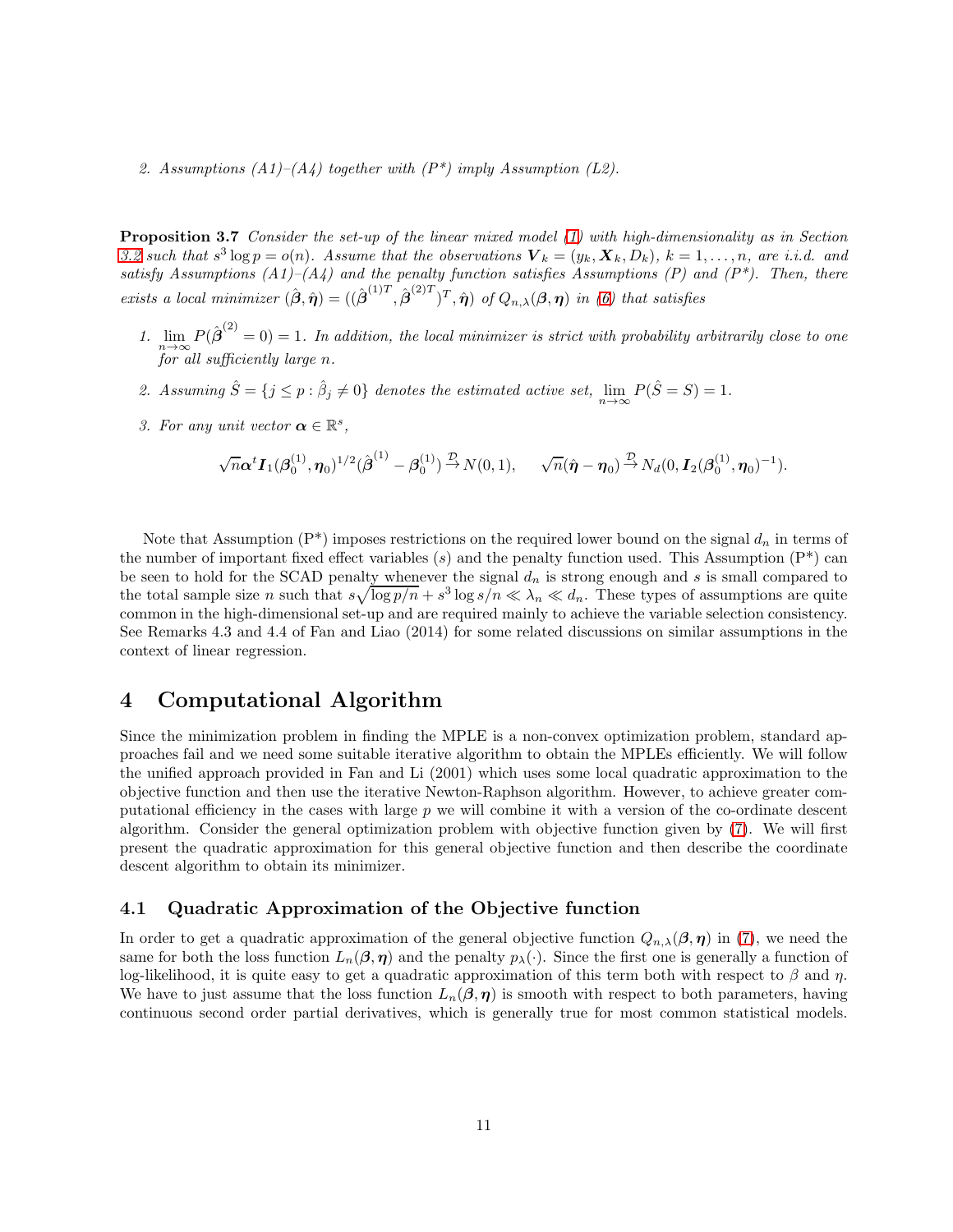2. *Assumptions (A1)–(A4) together with (P\*) imply Assumption (L2).*

**Proposition 3.7** *Consider the set-up of the linear mixed model (1) with high-dimensionality as in Section 3.2 such that $s^3 \log p = o(n)$. Assume that the observations $\boldsymbol{V}_k = (y_k, \boldsymbol{X}_k, D_k)$, $k = 1, \ldots, n$, are i.i.d. and satisfy Assumptions (A1)–(A4) and the penalty function satisfies Assumptions (P) and (P\*). Then, there exists a local minimizer $(\hat{\boldsymbol{\beta}}, \hat{\boldsymbol{\eta}}) = ((\hat{\boldsymbol{\beta}}^{(1)T}, \hat{\boldsymbol{\beta}}^{(2)T})^T, \hat{\boldsymbol{\eta}})$ of $Q_{n,\lambda}(\boldsymbol{\beta}, \boldsymbol{\eta})$ in (6) that satisfies*

1. $\lim_{n\to\infty} P(\hat{\boldsymbol{\beta}}^{(2)} = 0) = 1$. *In addition, the local minimizer is strict with probability arbitrarily close to one for all sufficiently large $n$.*

2. *Assuming $\hat{S} = \{j \leq p : \hat{\beta}_j \neq 0\}$ denotes the estimated active set, $\lim_{n\to\infty} P(\hat{S} = S) = 1$.*

3. *For any unit vector $\boldsymbol{\alpha} \in \mathbb{R}^s$,*

$$\sqrt{n}\boldsymbol{\alpha}^t \boldsymbol{I}_1(\boldsymbol{\beta}_0^{(1)}, \boldsymbol{\eta}_0)^{1/2}(\hat{\boldsymbol{\beta}}^{(1)} - \boldsymbol{\beta}_0^{(1)}) \xrightarrow{\mathcal{D}} N(0,1), \qquad \sqrt{n}(\hat{\boldsymbol{\eta}} - \boldsymbol{\eta}_0) \xrightarrow{\mathcal{D}} N_d(0, \boldsymbol{I}_2(\boldsymbol{\beta}_0^{(1)}, \boldsymbol{\eta}_0)^{-1}).$$

Note that Assumption (P\*) imposes restrictions on the required lower bound on the signal $d_n$ in terms of the number of important fixed effect variables ($s$) and the penalty function used. This Assumption (P\*) can be seen to hold for the SCAD penalty whenever the signal $d_n$ is strong enough and $s$ is small compared to the total sample size $n$ such that $s\sqrt{\log p/n} + s^3 \log s/n \ll \lambda_n \ll d_n$. These types of assumptions are quite common in the high-dimensional set-up and are required mainly to achieve the variable selection consistency. See Remarks 4.3 and 4.4 of Fan and Liao (2014) for some related discussions on similar assumptions in the context of linear regression.

# 4 Computational Algorithm

Since the minimization problem in finding the MPLE is a non-convex optimization problem, standard approaches fail and we need some suitable iterative algorithm to obtain the MPLEs efficiently. We will follow the unified approach provided in Fan and Li (2001) which uses some local quadratic approximation to the objective function and then use the iterative Newton-Raphson algorithm. However, to achieve greater computational efficiency in the cases with large $p$ we will combine it with a version of the co-ordinate descent algorithm. Consider the general optimization problem with objective function given by (7). We will first present the quadratic approximation for this general objective function and then describe the coordinate descent algorithm to obtain its minimizer.

## 4.1 Quadratic Approximation of the Objective function

In order to get a quadratic approximation of the general objective function $Q_{n,\lambda}(\boldsymbol{\beta}, \boldsymbol{\eta})$ in (7), we need the same for both the loss function $L_n(\boldsymbol{\beta}, \boldsymbol{\eta})$ and the penalty $p_\lambda(\cdot)$. Since the first one is generally a function of log-likelihood, it is quite easy to get a quadratic approximation of this term both with respect to $\beta$ and $\eta$. We have to just assume that the loss function $L_n(\boldsymbol{\beta}, \boldsymbol{\eta})$ is smooth with respect to both parameters, having continuous second order partial derivatives, which is generally true for most common statistical models.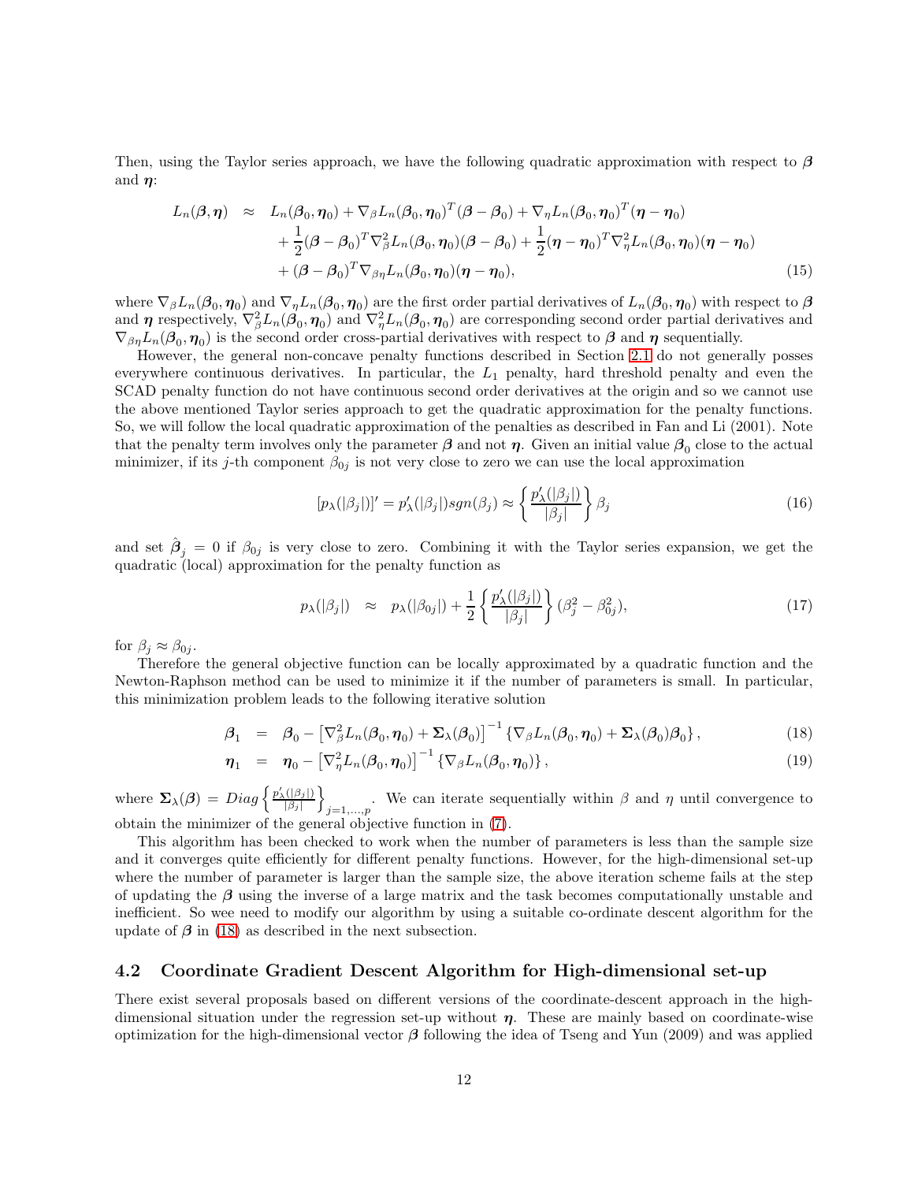Then, using the Taylor series approach, we have the following quadratic approximation with respect to $\boldsymbol{\beta}$ and $\boldsymbol{\eta}$:

$$
\begin{aligned}
L_n(\boldsymbol{\beta}, \boldsymbol{\eta}) \quad \approx \quad & L_n(\boldsymbol{\beta}_0, \boldsymbol{\eta}_0) + \nabla_\beta L_n(\boldsymbol{\beta}_0, \boldsymbol{\eta}_0)^T(\boldsymbol{\beta} - \boldsymbol{\beta}_0) + \nabla_\eta L_n(\boldsymbol{\beta}_0, \boldsymbol{\eta}_0)^T(\boldsymbol{\eta} - \boldsymbol{\eta}_0) \\
& + \frac{1}{2}(\boldsymbol{\beta} - \boldsymbol{\beta}_0)^T \nabla^2_\beta L_n(\boldsymbol{\beta}_0, \boldsymbol{\eta}_0)(\boldsymbol{\beta} - \boldsymbol{\beta}_0) + \frac{1}{2}(\boldsymbol{\eta} - \boldsymbol{\eta}_0)^T \nabla^2_\eta L_n(\boldsymbol{\beta}_0, \boldsymbol{\eta}_0)(\boldsymbol{\eta} - \boldsymbol{\eta}_0) \\
& + (\boldsymbol{\beta} - \boldsymbol{\beta}_0)^T \nabla_{\beta\eta} L_n(\boldsymbol{\beta}_0, \boldsymbol{\eta}_0)(\boldsymbol{\eta} - \boldsymbol{\eta}_0), \qquad (15)
\end{aligned}
$$

where $\nabla_\beta L_n(\boldsymbol{\beta}_0, \boldsymbol{\eta}_0)$ and $\nabla_\eta L_n(\boldsymbol{\beta}_0, \boldsymbol{\eta}_0)$ are the first order partial derivatives of $L_n(\boldsymbol{\beta}_0, \boldsymbol{\eta}_0)$ with respect to $\boldsymbol{\beta}$ and $\boldsymbol{\eta}$ respectively, $\nabla^2_\beta L_n(\boldsymbol{\beta}_0, \boldsymbol{\eta}_0)$ and $\nabla^2_\eta L_n(\boldsymbol{\beta}_0, \boldsymbol{\eta}_0)$ are corresponding second order partial derivatives and $\nabla_{\beta\eta} L_n(\boldsymbol{\beta}_0, \boldsymbol{\eta}_0)$ is the second order cross-partial derivatives with respect to $\boldsymbol{\beta}$ and $\boldsymbol{\eta}$ sequentially.

However, the general non-concave penalty functions described in Section 2.1 do not generally posses everywhere continuous derivatives. In particular, the $L_1$ penalty, hard threshold penalty and even the SCAD penalty function do not have continuous second order derivatives at the origin and so we cannot use the above mentioned Taylor series approach to get the quadratic approximation for the penalty functions. So, we will follow the local quadratic approximation of the penalties as described in Fan and Li (2001). Note that the penalty term involves only the parameter $\boldsymbol{\beta}$ and not $\boldsymbol{\eta}$. Given an initial value $\boldsymbol{\beta}_0$ close to the actual minimizer, if its $j$-th component $\beta_{0j}$ is not very close to zero we can use the local approximation

$$
[p_\lambda(|\beta_j|)]' = p'_\lambda(|\beta_j|)sgn(\beta_j) \approx \left\{ \frac{p'_\lambda(|\beta_j|)}{|\beta_j|} \right\} \beta_j \qquad (16)
$$

and set $\hat{\boldsymbol{\beta}}_j = 0$ if $\beta_{0j}$ is very close to zero. Combining it with the Taylor series expansion, we get the quadratic (local) approximation for the penalty function as

$$
p_\lambda(|\beta_j|) \quad \approx \quad p_\lambda(|\beta_{0j}|) + \frac{1}{2}\left\{ \frac{p'_\lambda(|\beta_j|)}{|\beta_j|} \right\} (\beta_j^2 - \beta_{0j}^2), \qquad (17)
$$

for $\beta_j \approx \beta_{0j}$.

Therefore the general objective function can be locally approximated by a quadratic function and the Newton-Raphson method can be used to minimize it if the number of parameters is small. In particular, this minimization problem leads to the following iterative solution

$$
\begin{aligned}
\boldsymbol{\beta}_1 &= \boldsymbol{\beta}_0 - \left[\nabla^2_\beta L_n(\boldsymbol{\beta}_0, \boldsymbol{\eta}_0) + \boldsymbol{\Sigma}_\lambda(\boldsymbol{\beta}_0)\right]^{-1} \left\{\nabla_\beta L_n(\boldsymbol{\beta}_0, \boldsymbol{\eta}_0) + \boldsymbol{\Sigma}_\lambda(\boldsymbol{\beta}_0)\boldsymbol{\beta}_0\right\}, \qquad (18) \\
\boldsymbol{\eta}_1 &= \boldsymbol{\eta}_0 - \left[\nabla^2_\eta L_n(\boldsymbol{\beta}_0, \boldsymbol{\eta}_0)\right]^{-1} \left\{\nabla_\beta L_n(\boldsymbol{\beta}_0, \boldsymbol{\eta}_0)\right\}, \qquad (19)
\end{aligned}
$$

where $\boldsymbol{\Sigma}_\lambda(\boldsymbol{\beta}) = Diag\left\{\frac{p'_\lambda(|\beta_j|)}{|\beta_j|}\right\}_{j=1,\ldots,p}$. We can iterate sequentially within $\beta$ and $\eta$ until convergence to obtain the minimizer of the general objective function in (7).

This algorithm has been checked to work when the number of parameters is less than the sample size and it converges quite efficiently for different penalty functions. However, for the high-dimensional set-up where the number of parameter is larger than the sample size, the above iteration scheme fails at the step of updating the $\boldsymbol{\beta}$ using the inverse of a large matrix and the task becomes computationally unstable and inefficient. So wee need to modify our algorithm by using a suitable co-ordinate descent algorithm for the update of $\boldsymbol{\beta}$ in (18) as described in the next subsection.

## 4.2 Coordinate Gradient Descent Algorithm for High-dimensional set-up

There exist several proposals based on different versions of the coordinate-descent approach in the high-dimensional situation under the regression set-up without $\boldsymbol{\eta}$. These are mainly based on coordinate-wise optimization for the high-dimensional vector $\boldsymbol{\beta}$ following the idea of Tseng and Yun (2009) and was applied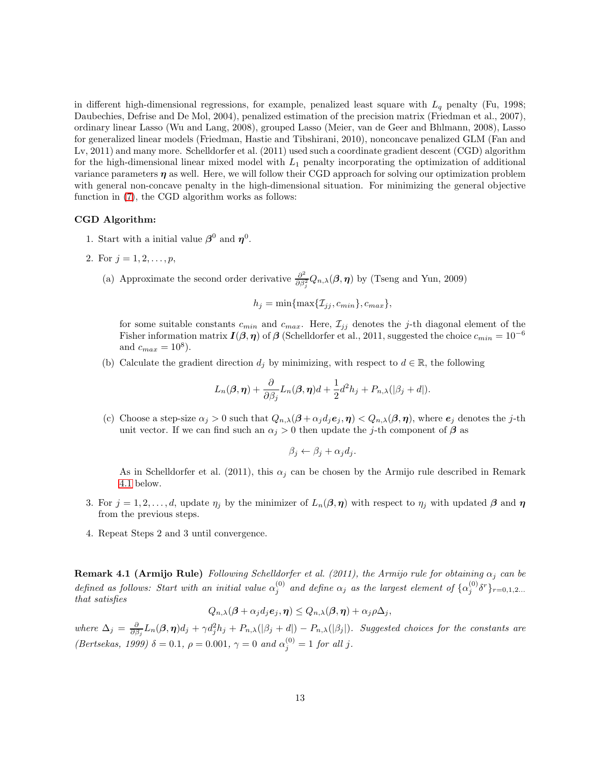in different high-dimensional regressions, for example, penalized least square with $L_q$ penalty (Fu, 1998; Daubechies, Defrise and De Mol, 2004), penalized estimation of the precision matrix (Friedman et al., 2007), ordinary linear Lasso (Wu and Lang, 2008), grouped Lasso (Meier, van de Geer and Bhlmann, 2008), Lasso for generalized linear models (Friedman, Hastie and Tibshirani, 2010), nonconcave penalized GLM (Fan and Lv, 2011) and many more. Schelldorfer et al. (2011) used such a coordinate gradient descent (CGD) algorithm for the high-dimensional linear mixed model with $L_1$ penalty incorporating the optimization of additional variance parameters $\boldsymbol{\eta}$ as well. Here, we will follow their CGD approach for solving our optimization problem with general non-concave penalty in the high-dimensional situation. For minimizing the general objective function in (7), the CGD algorithm works as follows:

**CGD Algorithm:**

1. Start with a initial value $\boldsymbol{\beta}^0$ and $\boldsymbol{\eta}^0$.

2. For $j = 1, 2, \ldots, p$,

   (a) Approximate the second order derivative $\frac{\partial^2}{\partial \beta_j^2} Q_{n,\lambda}(\boldsymbol{\beta}, \boldsymbol{\eta})$ by (Tseng and Yun, 2009)

   $$h_j = \min\{\max\{\mathcal{I}_{jj}, c_{min}\}, c_{max}\},$$

   for some suitable constants $c_{min}$ and $c_{max}$. Here, $\mathcal{I}_{jj}$ denotes the $j$-th diagonal element of the Fisher information matrix $\boldsymbol{I}(\boldsymbol{\beta}, \boldsymbol{\eta})$ of $\boldsymbol{\beta}$ (Schelldorfer et al., 2011, suggested the choice $c_{min} = 10^{-6}$ and $c_{max} = 10^8$).

   (b) Calculate the gradient direction $d_j$ by minimizing, with respect to $d \in \mathbb{R}$, the following

   $$L_n(\boldsymbol{\beta}, \boldsymbol{\eta}) + \frac{\partial}{\partial \beta_j} L_n(\boldsymbol{\beta}, \boldsymbol{\eta}) d + \frac{1}{2} d^2 h_j + P_{n,\lambda}(|\beta_j + d|).$$

   (c) Choose a step-size $\alpha_j > 0$ such that $Q_{n,\lambda}(\boldsymbol{\beta} + \alpha_j d_j \boldsymbol{e}_j, \boldsymbol{\eta}) < Q_{n,\lambda}(\boldsymbol{\beta}, \boldsymbol{\eta})$, where $\boldsymbol{e}_j$ denotes the $j$-th unit vector. If we can find such an $\alpha_j > 0$ then update the $j$-th component of $\boldsymbol{\beta}$ as

   $$\beta_j \leftarrow \beta_j + \alpha_j d_j.$$

   As in Schelldorfer et al. (2011), this $\alpha_j$ can be chosen by the Armijo rule described in Remark 4.1 below.

3. For $j = 1, 2, \ldots, d$, update $\eta_j$ by the minimizer of $L_n(\boldsymbol{\beta}, \boldsymbol{\eta})$ with respect to $\eta_j$ with updated $\boldsymbol{\beta}$ and $\boldsymbol{\eta}$ from the previous steps.

4. Repeat Steps 2 and 3 until convergence.

**Remark 4.1 (Armijo Rule)** *Following Schelldorfer et al. (2011), the Armijo rule for obtaining $\alpha_j$ can be defined as follows: Start with an initial value $\alpha_j^{(0)}$ and define $\alpha_j$ as the largest element of $\{\alpha_j^{(0)} \delta^r\}_{r=0,1,2\ldots}$ that satisfies*

$$Q_{n,\lambda}(\boldsymbol{\beta} + \alpha_j d_j \boldsymbol{e}_j, \boldsymbol{\eta}) \leq Q_{n,\lambda}(\boldsymbol{\beta}, \boldsymbol{\eta}) + \alpha_j \rho \Delta_j,$$

*where $\Delta_j = \frac{\partial}{\partial \beta_j} L_n(\boldsymbol{\beta}, \boldsymbol{\eta}) d_j + \gamma d_j^2 h_j + P_{n,\lambda}(|\beta_j + d|) - P_{n,\lambda}(|\beta_j|)$. Suggested choices for the constants are (Bertsekas, 1999) $\delta = 0.1$, $\rho = 0.001$, $\gamma = 0$ and $\alpha_j^{(0)} = 1$ for all $j$.*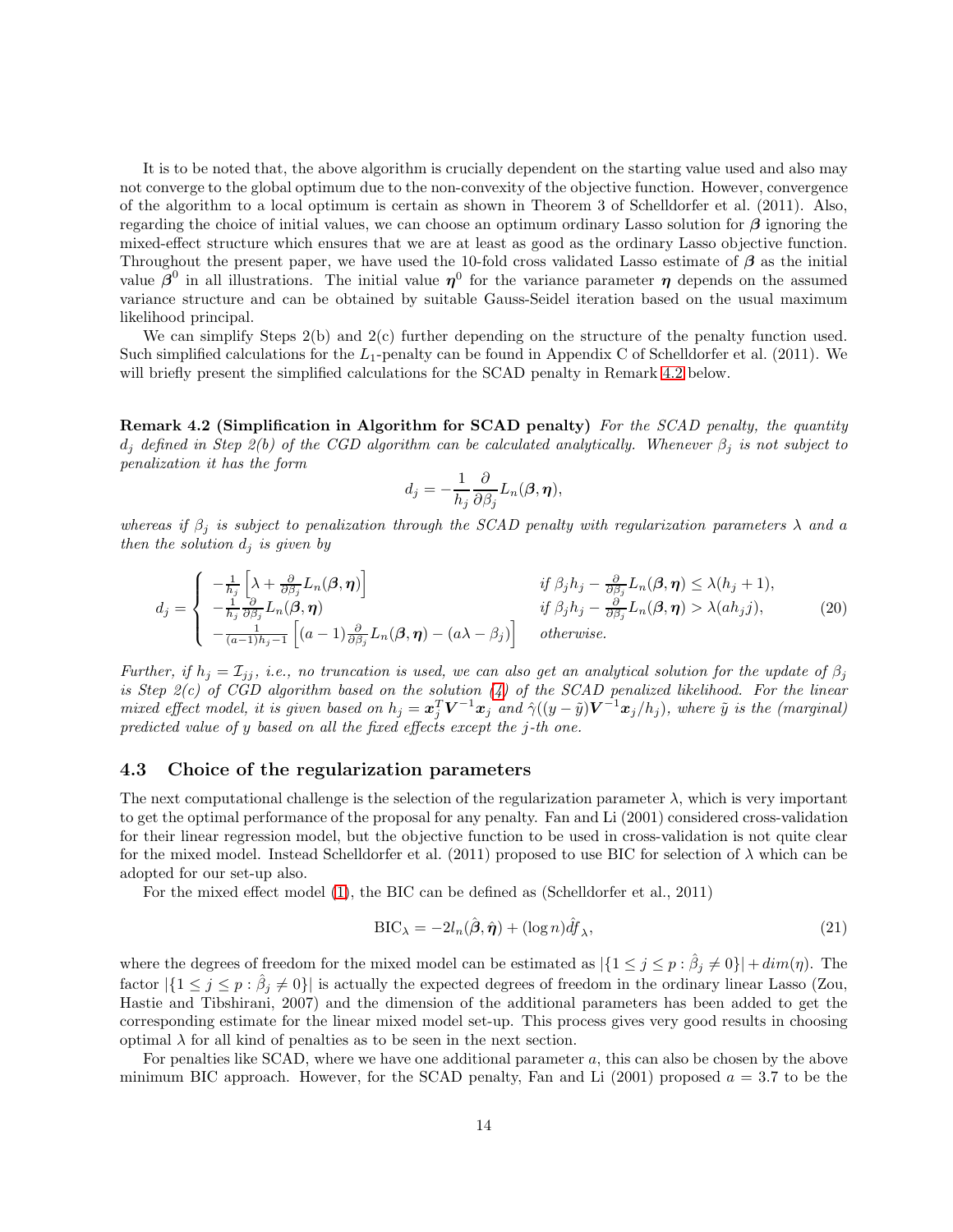It is to be noted that, the above algorithm is crucially dependent on the starting value used and also may not converge to the global optimum due to the non-convexity of the objective function. However, convergence of the algorithm to a local optimum is certain as shown in Theorem 3 of Schelldorfer et al. (2011). Also, regarding the choice of initial values, we can choose an optimum ordinary Lasso solution for $\boldsymbol{\beta}$ ignoring the mixed-effect structure which ensures that we are at least as good as the ordinary Lasso objective function. Throughout the present paper, we have used the 10-fold cross validated Lasso estimate of $\boldsymbol{\beta}$ as the initial value $\boldsymbol{\beta}^0$ in all illustrations. The initial value $\boldsymbol{\eta}^0$ for the variance parameter $\boldsymbol{\eta}$ depends on the assumed variance structure and can be obtained by suitable Gauss-Seidel iteration based on the usual maximum likelihood principal.

We can simplify Steps 2(b) and 2(c) further depending on the structure of the penalty function used. Such simplified calculations for the $L_1$-penalty can be found in Appendix C of Schelldorfer et al. (2011). We will briefly present the simplified calculations for the SCAD penalty in Remark 4.2 below.

**Remark 4.2 (Simplification in Algorithm for SCAD penalty)** *For the SCAD penalty, the quantity $d_j$ defined in Step 2(b) of the CGD algorithm can be calculated analytically. Whenever $\beta_j$ is not subject to penalization it has the form*

$$d_j = -\frac{1}{h_j}\frac{\partial}{\partial \beta_j}L_n(\boldsymbol{\beta}, \boldsymbol{\eta}),$$

*whereas if $\beta_j$ is subject to penalization through the SCAD penalty with regularization parameters $\lambda$ and $a$ then the solution $d_j$ is given by*

$$d_j = \begin{cases} -\frac{1}{h_j}\left[\lambda + \frac{\partial}{\partial \beta_j}L_n(\boldsymbol{\beta}, \boldsymbol{\eta})\right] & \text{if } \beta_j h_j - \frac{\partial}{\partial \beta_j}L_n(\boldsymbol{\beta}, \boldsymbol{\eta}) \leq \lambda(h_j + 1), \\ -\frac{1}{h_j}\frac{\partial}{\partial \beta_j}L_n(\boldsymbol{\beta}, \boldsymbol{\eta}) & \text{if } \beta_j h_j - \frac{\partial}{\partial \beta_j}L_n(\boldsymbol{\beta}, \boldsymbol{\eta}) > \lambda(a h_j j), \\ -\frac{1}{(a-1)h_j - 1}\left[(a-1)\frac{\partial}{\partial \beta_j}L_n(\boldsymbol{\beta}, \boldsymbol{\eta}) - (a\lambda - \beta_j)\right] & \text{otherwise.} \end{cases} \tag{20}$$

*Further, if $h_j = \mathcal{I}_{jj}$, i.e., no truncation is used, we can also get an analytical solution for the update of $\beta_j$ is Step 2(c) of CGD algorithm based on the solution (4) of the SCAD penalized likelihood. For the linear mixed effect model, it is given based on $h_j = \boldsymbol{x}_j^T \boldsymbol{V}^{-1}\boldsymbol{x}_j$ and $\hat{\gamma}((y - \tilde{y})\boldsymbol{V}^{-1}\boldsymbol{x}_j/h_j)$, where $\tilde{y}$ is the (marginal) predicted value of $y$ based on all the fixed effects except the $j$-th one.*

## 4.3 Choice of the regularization parameters

The next computational challenge is the selection of the regularization parameter $\lambda$, which is very important to get the optimal performance of the proposal for any penalty. Fan and Li (2001) considered cross-validation for their linear regression model, but the objective function to be used in cross-validation is not quite clear for the mixed model. Instead Schelldorfer et al. (2011) proposed to use BIC for selection of $\lambda$ which can be adopted for our set-up also.

For the mixed effect model (1), the BIC can be defined as (Schelldorfer et al., 2011)

$$\text{BIC}_\lambda = -2l_n(\hat{\boldsymbol{\beta}}, \hat{\boldsymbol{\eta}}) + (\log n)\hat{df}_\lambda, \tag{21}$$

where the degrees of freedom for the mixed model can be estimated as $|\{1 \leq j \leq p : \hat{\beta}_j \neq 0\}| + dim(\eta)$. The factor $|\{1 \leq j \leq p : \hat{\beta}_j \neq 0\}|$ is actually the expected degrees of freedom in the ordinary linear Lasso (Zou, Hastie and Tibshirani, 2007) and the dimension of the additional parameters has been added to get the corresponding estimate for the linear mixed model set-up. This process gives very good results in choosing optimal $\lambda$ for all kind of penalties as to be seen in the next section.

For penalties like SCAD, where we have one additional parameter $a$, this can also be chosen by the above minimum BIC approach. However, for the SCAD penalty, Fan and Li (2001) proposed $a = 3.7$ to be the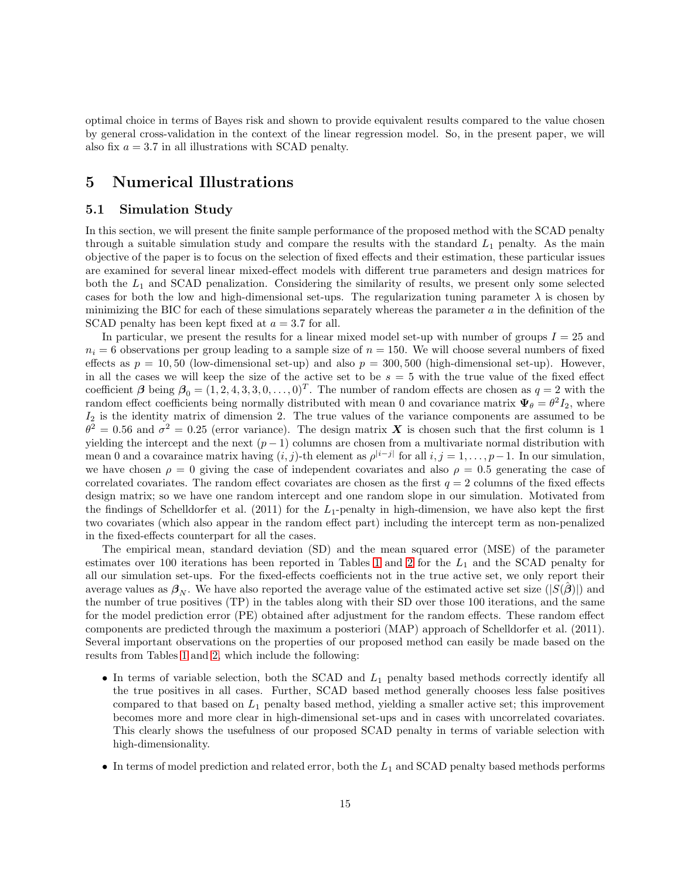optimal choice in terms of Bayes risk and shown to provide equivalent results compared to the value chosen by general cross-validation in the context of the linear regression model. So, in the present paper, we will also fix $a = 3.7$ in all illustrations with SCAD penalty.

# 5 Numerical Illustrations

## 5.1 Simulation Study

In this section, we will present the finite sample performance of the proposed method with the SCAD penalty through a suitable simulation study and compare the results with the standard $L_1$ penalty. As the main objective of the paper is to focus on the selection of fixed effects and their estimation, these particular issues are examined for several linear mixed-effect models with different true parameters and design matrices for both the $L_1$ and SCAD penalization. Considering the similarity of results, we present only some selected cases for both the low and high-dimensional set-ups. The regularization tuning parameter $\lambda$ is chosen by minimizing the BIC for each of these simulations separately whereas the parameter $a$ in the definition of the SCAD penalty has been kept fixed at $a = 3.7$ for all.

In particular, we present the results for a linear mixed model set-up with number of groups $I = 25$ and $n_i = 6$ observations per group leading to a sample size of $n = 150$. We will choose several numbers of fixed effects as $p = 10, 50$ (low-dimensional set-up) and also $p = 300, 500$ (high-dimensional set-up). However, in all the cases we will keep the size of the active set to be $s = 5$ with the true value of the fixed effect coefficient $\boldsymbol{\beta}$ being $\boldsymbol{\beta}_0 = (1, 2, 4, 3, 3, 0, \ldots, 0)^T$. The number of random effects are chosen as $q = 2$ with the random effect coefficients being normally distributed with mean 0 and covariance matrix $\boldsymbol{\Psi}_\theta = \theta^2 I_2$, where $I_2$ is the identity matrix of dimension 2. The true values of the variance components are assumed to be $\theta^2 = 0.56$ and $\sigma^2 = 0.25$ (error variance). The design matrix $\boldsymbol{X}$ is chosen such that the first column is 1 yielding the intercept and the next $(p-1)$ columns are chosen from a multivariate normal distribution with mean 0 and a covaraince matrix having $(i, j)$-th element as $\rho^{|i-j|}$ for all $i, j = 1, \ldots, p-1$. In our simulation, we have chosen $\rho = 0$ giving the case of independent covariates and also $\rho = 0.5$ generating the case of correlated covariates. The random effect covariates are chosen as the first $q = 2$ columns of the fixed effects design matrix; so we have one random intercept and one random slope in our simulation. Motivated from the findings of Schelldorfer et al. (2011) for the $L_1$-penalty in high-dimension, we have also kept the first two covariates (which also appear in the random effect part) including the intercept term as non-penalized in the fixed-effects counterpart for all the cases.

The empirical mean, standard deviation (SD) and the mean squared error (MSE) of the parameter estimates over 100 iterations has been reported in Tables 1 and 2 for the $L_1$ and the SCAD penalty for all our simulation set-ups. For the fixed-effects coefficients not in the true active set, we only report their average values as $\boldsymbol{\beta}_N$. We have also reported the average value of the estimated active set size ($|S(\hat{\boldsymbol{\beta}})|$) and the number of true positives (TP) in the tables along with their SD over those 100 iterations, and the same for the model prediction error (PE) obtained after adjustment for the random effects. These random effect components are predicted through the maximum a posteriori (MAP) approach of Schelldorfer et al. (2011). Several important observations on the properties of our proposed method can easily be made based on the results from Tables 1 and 2, which include the following:

- In terms of variable selection, both the SCAD and $L_1$ penalty based methods correctly identify all the true positives in all cases. Further, SCAD based method generally chooses less false positives compared to that based on $L_1$ penalty based method, yielding a smaller active set; this improvement becomes more and more clear in high-dimensional set-ups and in cases with uncorrelated covariates. This clearly shows the usefulness of our proposed SCAD penalty in terms of variable selection with high-dimensionality.
- In terms of model prediction and related error, both the $L_1$ and SCAD penalty based methods performs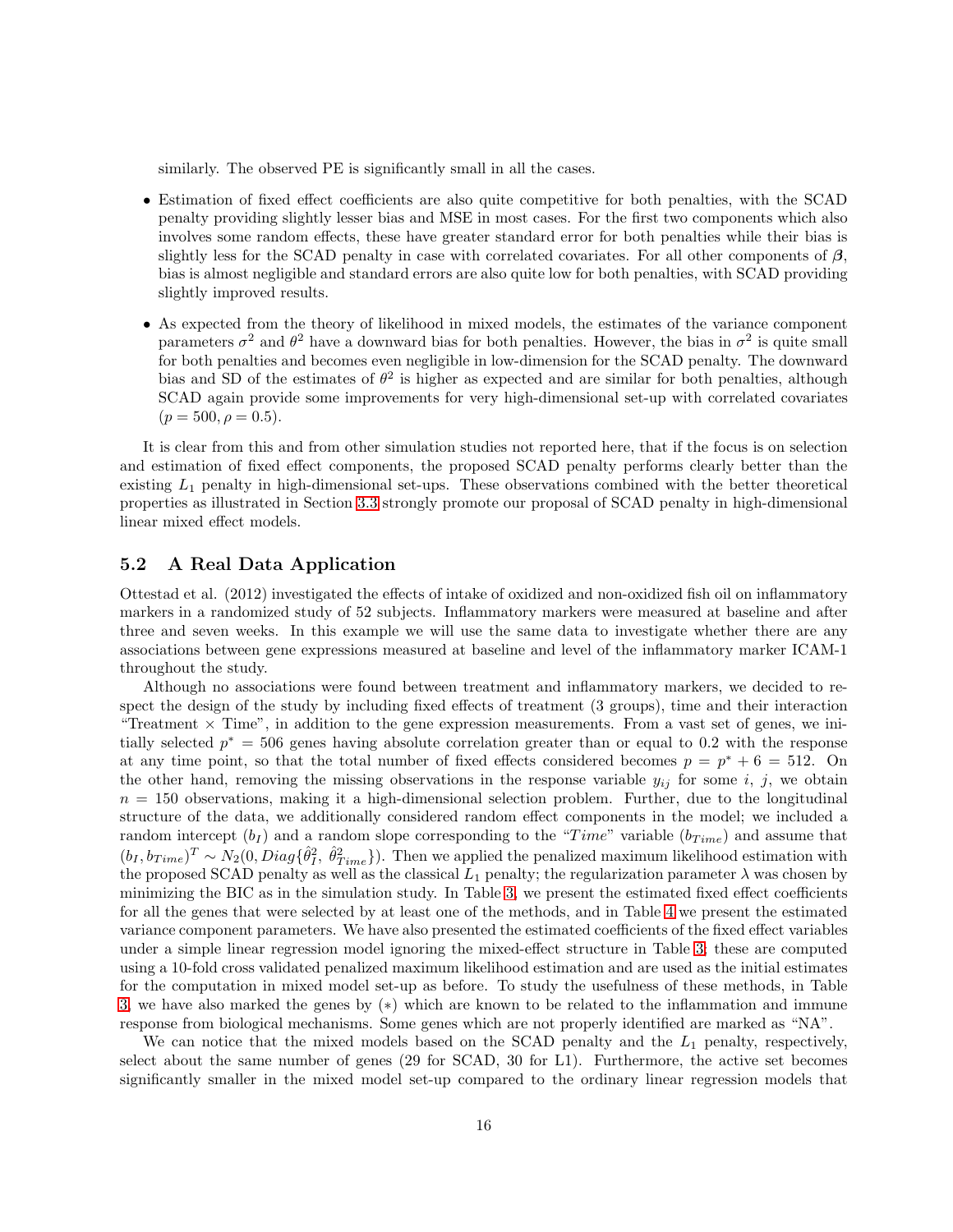similarly. The observed PE is significantly small in all the cases.

- Estimation of fixed effect coefficients are also quite competitive for both penalties, with the SCAD penalty providing slightly lesser bias and MSE in most cases. For the first two components which also involves some random effects, these have greater standard error for both penalties while their bias is slightly less for the SCAD penalty in case with correlated covariates. For all other components of $\boldsymbol{\beta}$, bias is almost negligible and standard errors are also quite low for both penalties, with SCAD providing slightly improved results.
- As expected from the theory of likelihood in mixed models, the estimates of the variance component parameters $\sigma^2$ and $\theta^2$ have a downward bias for both penalties. However, the bias in $\sigma^2$ is quite small for both penalties and becomes even negligible in low-dimension for the SCAD penalty. The downward bias and SD of the estimates of $\theta^2$ is higher as expected and are similar for both penalties, although SCAD again provide some improvements for very high-dimensional set-up with correlated covariates ($p = 500, \rho = 0.5$).

It is clear from this and from other simulation studies not reported here, that if the focus is on selection and estimation of fixed effect components, the proposed SCAD penalty performs clearly better than the existing $L_1$ penalty in high-dimensional set-ups. These observations combined with the better theoretical properties as illustrated in Section 3.3 strongly promote our proposal of SCAD penalty in high-dimensional linear mixed effect models.

## 5.2 A Real Data Application

Ottestad et al. (2012) investigated the effects of intake of oxidized and non-oxidized fish oil on inflammatory markers in a randomized study of 52 subjects. Inflammatory markers were measured at baseline and after three and seven weeks. In this example we will use the same data to investigate whether there are any associations between gene expressions measured at baseline and level of the inflammatory marker ICAM-1 throughout the study.

Although no associations were found between treatment and inflammatory markers, we decided to respect the design of the study by including fixed effects of treatment (3 groups), time and their interaction "Treatment × Time", in addition to the gene expression measurements. From a vast set of genes, we initially selected $p^* = 506$ genes having absolute correlation greater than or equal to 0.2 with the response at any time point, so that the total number of fixed effects considered becomes $p = p^* + 6 = 512$. On the other hand, removing the missing observations in the response variable $y_{ij}$ for some $i$, $j$, we obtain $n = 150$ observations, making it a high-dimensional selection problem. Further, due to the longitudinal structure of the data, we additionally considered random effect components in the model; we included a random intercept ($b_I$) and a random slope corresponding to the "$Time$" variable ($b_{Time}$) and assume that $(b_I, b_{Time})^T \sim N_2(0, Diag\{\hat{\theta}_I^2, \hat{\theta}_{Time}^2\})$. Then we applied the penalized maximum likelihood estimation with the proposed SCAD penalty as well as the classical $L_1$ penalty; the regularization parameter $\lambda$ was chosen by minimizing the BIC as in the simulation study. In Table 3, we present the estimated fixed effect coefficients for all the genes that were selected by at least one of the methods, and in Table 4 we present the estimated variance component parameters. We have also presented the estimated coefficients of the fixed effect variables under a simple linear regression model ignoring the mixed-effect structure in Table 3; these are computed using a 10-fold cross validated penalized maximum likelihood estimation and are used as the initial estimates for the computation in mixed model set-up as before. To study the usefulness of these methods, in Table 3, we have also marked the genes by (∗) which are known to be related to the inflammation and immune response from biological mechanisms. Some genes which are not properly identified are marked as "NA".

We can notice that the mixed models based on the SCAD penalty and the $L_1$ penalty, respectively, select about the same number of genes (29 for SCAD, 30 for L1). Furthermore, the active set becomes significantly smaller in the mixed model set-up compared to the ordinary linear regression models that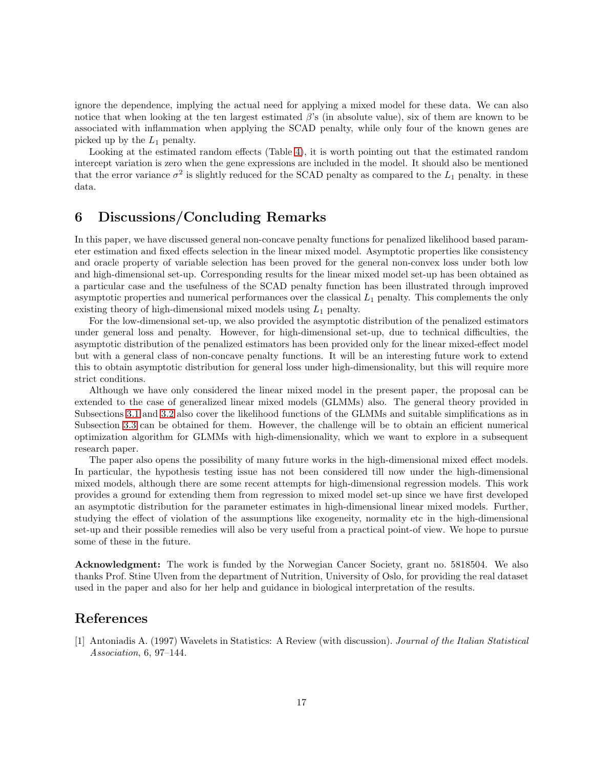ignore the dependence, implying the actual need for applying a mixed model for these data. We can also notice that when looking at the ten largest estimated $\beta$'s (in absolute value), six of them are known to be associated with inflammation when applying the SCAD penalty, while only four of the known genes are picked up by the $L_1$ penalty.

Looking at the estimated random effects (Table 4), it is worth pointing out that the estimated random intercept variation is zero when the gene expressions are included in the model. It should also be mentioned that the error variance $\sigma^2$ is slightly reduced for the SCAD penalty as compared to the $L_1$ penalty. in these data.

# 6 Discussions/Concluding Remarks

In this paper, we have discussed general non-concave penalty functions for penalized likelihood based parameter estimation and fixed effects selection in the linear mixed model. Asymptotic properties like consistency and oracle property of variable selection has been proved for the general non-convex loss under both low and high-dimensional set-up. Corresponding results for the linear mixed model set-up has been obtained as a particular case and the usefulness of the SCAD penalty function has been illustrated through improved asymptotic properties and numerical performances over the classical $L_1$ penalty. This complements the only existing theory of high-dimensional mixed models using $L_1$ penalty.

For the low-dimensional set-up, we also provided the asymptotic distribution of the penalized estimators under general loss and penalty. However, for high-dimensional set-up, due to technical difficulties, the asymptotic distribution of the penalized estimators has been provided only for the linear mixed-effect model but with a general class of non-concave penalty functions. It will be an interesting future work to extend this to obtain asymptotic distribution for general loss under high-dimensionality, but this will require more strict conditions.

Although we have only considered the linear mixed model in the present paper, the proposal can be extended to the case of generalized linear mixed models (GLMMs) also. The general theory provided in Subsections 3.1 and 3.2 also cover the likelihood functions of the GLMMs and suitable simplifications as in Subsection 3.3 can be obtained for them. However, the challenge will be to obtain an efficient numerical optimization algorithm for GLMMs with high-dimensionality, which we want to explore in a subsequent research paper.

The paper also opens the possibility of many future works in the high-dimensional mixed effect models. In particular, the hypothesis testing issue has not been considered till now under the high-dimensional mixed models, although there are some recent attempts for high-dimensional regression models. This work provides a ground for extending them from regression to mixed model set-up since we have first developed an asymptotic distribution for the parameter estimates in high-dimensional linear mixed models. Further, studying the effect of violation of the assumptions like exogeneity, normality etc in the high-dimensional set-up and their possible remedies will also be very useful from a practical point-of view. We hope to pursue some of these in the future.

**Acknowledgment:** The work is funded by the Norwegian Cancer Society, grant no. 5818504. We also thanks Prof. Stine Ulven from the department of Nutrition, University of Oslo, for providing the real dataset used in the paper and also for her help and guidance in biological interpretation of the results.

# References

[1] Antoniadis A. (1997) Wavelets in Statistics: A Review (with discussion). *Journal of the Italian Statistical Association*, 6, 97–144.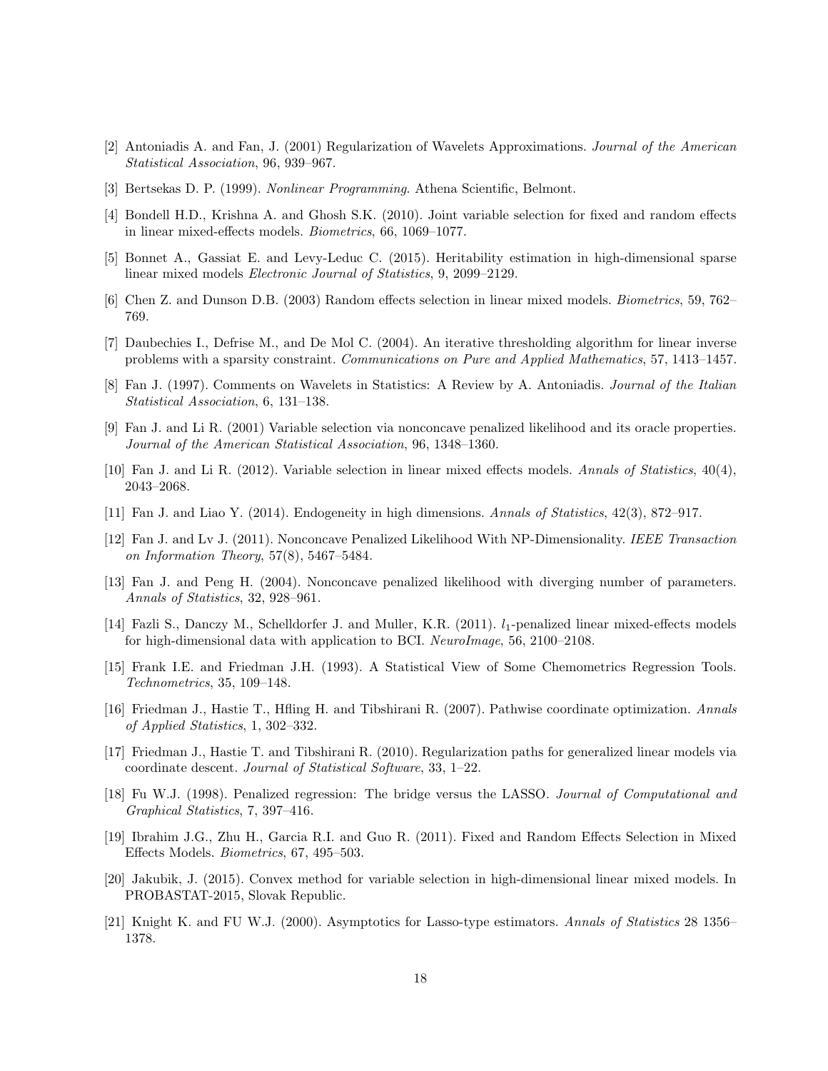[2] Antoniadis A. and Fan, J. (2001) Regularization of Wavelets Approximations. *Journal of the American Statistical Association*, 96, 939–967.

[3] Bertsekas D. P. (1999). *Nonlinear Programming*. Athena Scientific, Belmont.

[4] Bondell H.D., Krishna A. and Ghosh S.K. (2010). Joint variable selection for fixed and random effects in linear mixed-effects models. *Biometrics*, 66, 1069–1077.

[5] Bonnet A., Gassiat E. and Levy-Leduc C. (2015). Heritability estimation in high-dimensional sparse linear mixed models *Electronic Journal of Statistics*, 9, 2099–2129.

[6] Chen Z. and Dunson D.B. (2003) Random effects selection in linear mixed models. *Biometrics*, 59, 762–769.

[7] Daubechies I., Defrise M., and De Mol C. (2004). An iterative thresholding algorithm for linear inverse problems with a sparsity constraint. *Communications on Pure and Applied Mathematics*, 57, 1413–1457.

[8] Fan J. (1997). Comments on Wavelets in Statistics: A Review by A. Antoniadis. *Journal of the Italian Statistical Association*, 6, 131–138.

[9] Fan J. and Li R. (2001) Variable selection via nonconcave penalized likelihood and its oracle properties. *Journal of the American Statistical Association*, 96, 1348–1360.

[10] Fan J. and Li R. (2012). Variable selection in linear mixed effects models. *Annals of Statistics*, 40(4), 2043–2068.

[11] Fan J. and Liao Y. (2014). Endogeneity in high dimensions. *Annals of Statistics*, 42(3), 872–917.

[12] Fan J. and Lv J. (2011). Nonconcave Penalized Likelihood With NP-Dimensionality. *IEEE Transaction on Information Theory*, 57(8), 5467–5484.

[13] Fan J. and Peng H. (2004). Nonconcave penalized likelihood with diverging number of parameters. *Annals of Statistics*, 32, 928–961.

[14] Fazli S., Danczy M., Schelldorfer J. and Muller, K.R. (2011). $l_1$-penalized linear mixed-effects models for high-dimensional data with application to BCI. *NeuroImage*, 56, 2100–2108.

[15] Frank I.E. and Friedman J.H. (1993). A Statistical View of Some Chemometrics Regression Tools. *Technometrics*, 35, 109–148.

[16] Friedman J., Hastie T., Hfling H. and Tibshirani R. (2007). Pathwise coordinate optimization. *Annals of Applied Statistics*, 1, 302–332.

[17] Friedman J., Hastie T. and Tibshirani R. (2010). Regularization paths for generalized linear models via coordinate descent. *Journal of Statistical Software*, 33, 1–22.

[18] Fu W.J. (1998). Penalized regression: The bridge versus the LASSO. *Journal of Computational and Graphical Statistics*, 7, 397–416.

[19] Ibrahim J.G., Zhu H., Garcia R.I. and Guo R. (2011). Fixed and Random Effects Selection in Mixed Effects Models. *Biometrics*, 67, 495–503.

[20] Jakubik, J. (2015). Convex method for variable selection in high-dimensional linear mixed models. In PROBASTAT-2015, Slovak Republic.

[21] Knight K. and FU W.J. (2000). Asymptotics for Lasso-type estimators. *Annals of Statistics* 28 1356–1378.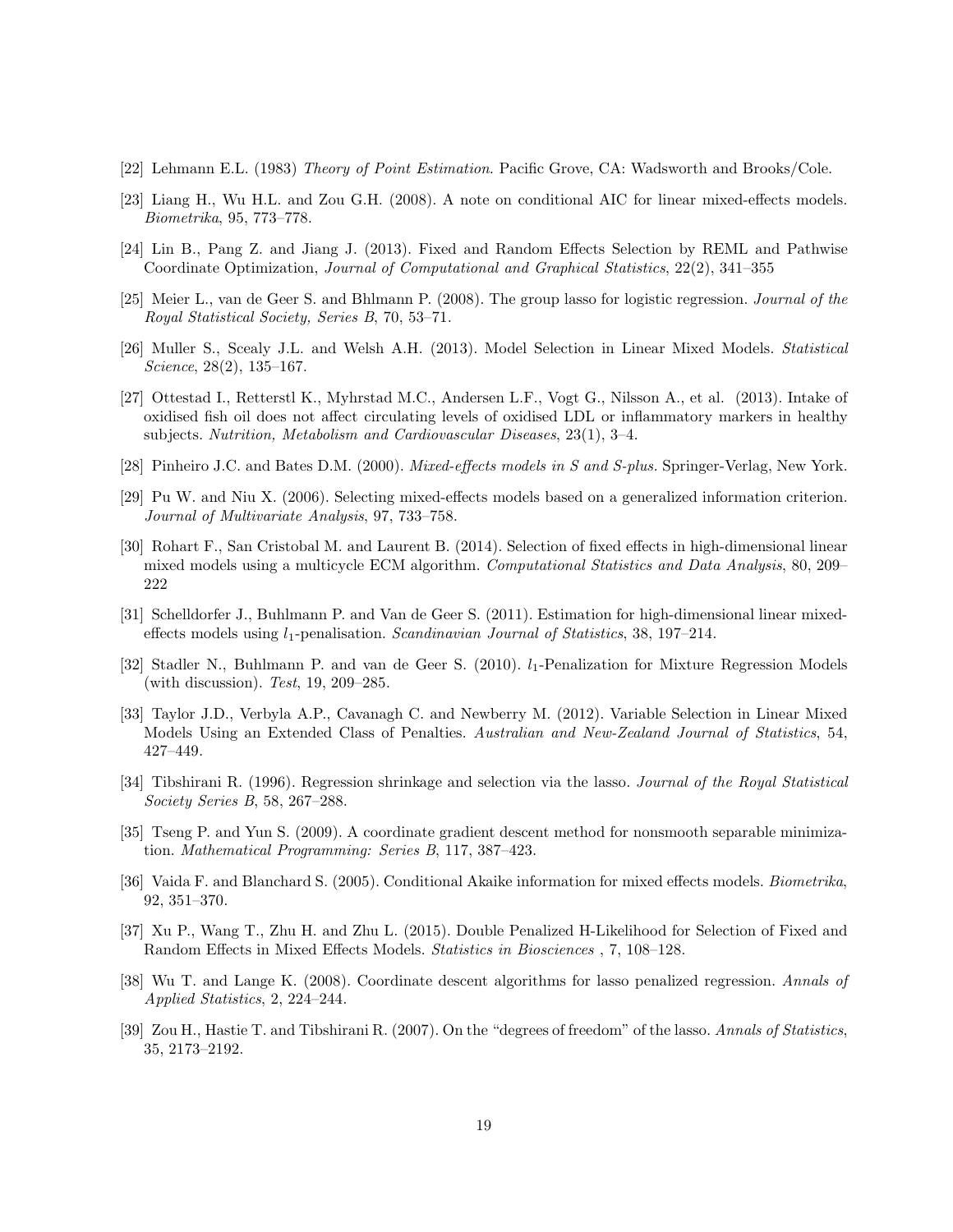[22] Lehmann E.L. (1983) *Theory of Point Estimation*. Pacific Grove, CA: Wadsworth and Brooks/Cole.

[23] Liang H., Wu H.L. and Zou G.H. (2008). A note on conditional AIC for linear mixed-effects models. *Biometrika*, 95, 773–778.

[24] Lin B., Pang Z. and Jiang J. (2013). Fixed and Random Effects Selection by REML and Pathwise Coordinate Optimization, *Journal of Computational and Graphical Statistics*, 22(2), 341–355

[25] Meier L., van de Geer S. and Bhlmann P. (2008). The group lasso for logistic regression. *Journal of the Royal Statistical Society, Series B*, 70, 53–71.

[26] Muller S., Scealy J.L. and Welsh A.H. (2013). Model Selection in Linear Mixed Models. *Statistical Science*, 28(2), 135–167.

[27] Ottestad I., Retterstl K., Myhrstad M.C., Andersen L.F., Vogt G., Nilsson A., et al. (2013). Intake of oxidised fish oil does not affect circulating levels of oxidised LDL or inflammatory markers in healthy subjects. *Nutrition, Metabolism and Cardiovascular Diseases*, 23(1), 3–4.

[28] Pinheiro J.C. and Bates D.M. (2000). *Mixed-effects models in S and S-plus*. Springer-Verlag, New York.

[29] Pu W. and Niu X. (2006). Selecting mixed-effects models based on a generalized information criterion. *Journal of Multivariate Analysis*, 97, 733–758.

[30] Rohart F., San Cristobal M. and Laurent B. (2014). Selection of fixed effects in high-dimensional linear mixed models using a multicycle ECM algorithm. *Computational Statistics and Data Analysis*, 80, 209–222

[31] Schelldorfer J., Buhlmann P. and Van de Geer S. (2011). Estimation for high-dimensional linear mixed-effects models using $l_1$-penalisation. *Scandinavian Journal of Statistics*, 38, 197–214.

[32] Stadler N., Buhlmann P. and van de Geer S. (2010). $l_1$-Penalization for Mixture Regression Models (with discussion). *Test*, 19, 209–285.

[33] Taylor J.D., Verbyla A.P., Cavanagh C. and Newberry M. (2012). Variable Selection in Linear Mixed Models Using an Extended Class of Penalties. *Australian and New-Zealand Journal of Statistics*, 54, 427–449.

[34] Tibshirani R. (1996). Regression shrinkage and selection via the lasso. *Journal of the Royal Statistical Society Series B*, 58, 267–288.

[35] Tseng P. and Yun S. (2009). A coordinate gradient descent method for nonsmooth separable minimization. *Mathematical Programming: Series B*, 117, 387–423.

[36] Vaida F. and Blanchard S. (2005). Conditional Akaike information for mixed effects models. *Biometrika*, 92, 351–370.

[37] Xu P., Wang T., Zhu H. and Zhu L. (2015). Double Penalized H-Likelihood for Selection of Fixed and Random Effects in Mixed Effects Models. *Statistics in Biosciences* , 7, 108–128.

[38] Wu T. and Lange K. (2008). Coordinate descent algorithms for lasso penalized regression. *Annals of Applied Statistics*, 2, 224–244.

[39] Zou H., Hastie T. and Tibshirani R. (2007). On the "degrees of freedom" of the lasso. *Annals of Statistics*, 35, 2173–2192.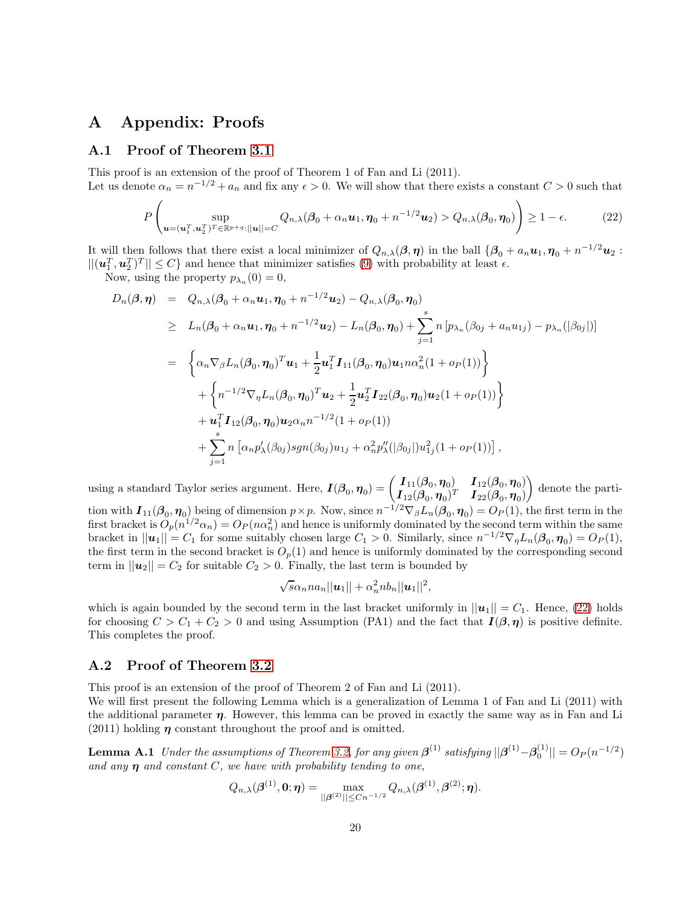# A Appendix: Proofs

## A.1 Proof of Theorem 3.1

This proof is an extension of the proof of Theorem 1 of Fan and Li (2011).
Let us denote $\alpha_n = n^{-1/2} + a_n$ and fix any $\epsilon > 0$. We will show that there exists a constant $C > 0$ such that

$$P\left(\sup_{\boldsymbol{u}=(\boldsymbol{u}_1^T,\boldsymbol{u}_2^T)^T\in\mathbb{R}^{p+q}:||\boldsymbol{u}||=C} Q_{n,\lambda}(\boldsymbol{\beta}_0 + \alpha_n\boldsymbol{u}_1, \boldsymbol{\eta}_0 + n^{-1/2}\boldsymbol{u}_2) > Q_{n,\lambda}(\boldsymbol{\beta}_0,\boldsymbol{\eta}_0)\right) \geq 1-\epsilon. \tag{22}$$

It will then follows that there exist a local minimizer of $Q_{n,\lambda}(\boldsymbol{\beta},\boldsymbol{\eta})$ in the ball $\{\boldsymbol{\beta}_0 + a_n\boldsymbol{u}_1, \boldsymbol{\eta}_0 + n^{-1/2}\boldsymbol{u}_2 : ||(\boldsymbol{u}_1^T,\boldsymbol{u}_2^T)^T|| \leq C\}$ and hence that minimizer satisfies (9) with probability at least $\epsilon$.

Now, using the property $p_{\lambda_n}(0) = 0$,

$$\begin{aligned}
D_n(\boldsymbol{\beta},\boldsymbol{\eta}) &= Q_{n,\lambda}(\boldsymbol{\beta}_0 + \alpha_n\boldsymbol{u}_1, \boldsymbol{\eta}_0 + n^{-1/2}\boldsymbol{u}_2) - Q_{n,\lambda}(\boldsymbol{\beta}_0,\boldsymbol{\eta}_0)\\
&\geq L_n(\boldsymbol{\beta}_0 + \alpha_n\boldsymbol{u}_1, \boldsymbol{\eta}_0 + n^{-1/2}\boldsymbol{u}_2) - L_n(\boldsymbol{\beta}_0,\boldsymbol{\eta}_0) + \sum_{j=1}^{s} n\left[p_{\lambda_n}(\beta_{0j} + a_n u_{1j}) - p_{\lambda_n}(|\beta_{0j}|)\right]\\
&= \left\{\alpha_n \nabla_\beta L_n(\boldsymbol{\beta}_0,\boldsymbol{\eta}_0)^T\boldsymbol{u}_1 + \frac{1}{2}\boldsymbol{u}_1^T\boldsymbol{I}_{11}(\boldsymbol{\beta}_0,\boldsymbol{\eta}_0)\boldsymbol{u}_1 n\alpha_n^2(1+o_P(1))\right\}\\
&\quad + \left\{n^{-1/2}\nabla_\eta L_n(\boldsymbol{\beta}_0,\boldsymbol{\eta}_0)^T\boldsymbol{u}_2 + \frac{1}{2}\boldsymbol{u}_2^T\boldsymbol{I}_{22}(\boldsymbol{\beta}_0,\boldsymbol{\eta}_0)\boldsymbol{u}_2(1+o_P(1))\right\}\\
&\quad + \boldsymbol{u}_1^T\boldsymbol{I}_{12}(\boldsymbol{\beta}_0,\boldsymbol{\eta}_0)\boldsymbol{u}_2\alpha_n n^{-1/2}(1+o_P(1))\\
&\quad + \sum_{j=1}^{s} n\left[\alpha_n p_\lambda'(\beta_{0j})sgn(\beta_{0j})u_{1j} + \alpha_n^2 p_\lambda''(|\beta_{0j}|)u_{1j}^2(1+o_P(1))\right],
\end{aligned}$$

using a standard Taylor series argument. Here, $\boldsymbol{I}(\boldsymbol{\beta}_0,\boldsymbol{\eta}_0) = \begin{pmatrix}\boldsymbol{I}_{11}(\boldsymbol{\beta}_0,\boldsymbol{\eta}_0) & \boldsymbol{I}_{12}(\boldsymbol{\beta}_0,\boldsymbol{\eta}_0)\\ \boldsymbol{I}_{12}(\boldsymbol{\beta}_0,\boldsymbol{\eta}_0)^T & \boldsymbol{I}_{22}(\boldsymbol{\beta}_0,\boldsymbol{\eta}_0)\end{pmatrix}$ denote the partition with $\boldsymbol{I}_{11}(\boldsymbol{\beta}_0,\boldsymbol{\eta}_0)$ being of dimension $p\times p$. Now, since $n^{-1/2}\nabla_\beta L_n(\boldsymbol{\beta}_0,\boldsymbol{\eta}_0) = O_P(1)$, the first term in the first bracket is $O_p(n^{1/2}\alpha_n) = O_P(n\alpha_n^2)$ and hence is uniformly dominated by the second term within the same bracket in $||\boldsymbol{u}_1|| = C_1$ for some suitably chosen large $C_1 > 0$. Similarly, since $n^{-1/2}\nabla_\eta L_n(\boldsymbol{\beta}_0,\boldsymbol{\eta}_0) = O_P(1)$, the first term in the second bracket is $O_p(1)$ and hence is uniformly dominated by the corresponding second term in $||\boldsymbol{u}_2|| = C_2$ for suitable $C_2 > 0$. Finally, the last term is bounded by

$$\sqrt{s}\alpha_n n a_n||\boldsymbol{u}_1|| + \alpha_n^2 n b_n||\boldsymbol{u}_1||^2,$$

which is again bounded by the second term in the last bracket uniformly in $||\boldsymbol{u}_1|| = C_1$. Hence, (22) holds for choosing $C > C_1 + C_2 > 0$ and using Assumption (PA1) and the fact that $\boldsymbol{I}(\boldsymbol{\beta},\boldsymbol{\eta})$ is positive definite. This completes the proof.

## A.2 Proof of Theorem 3.2

This proof is an extension of the proof of Theorem 2 of Fan and Li (2011).
We will first present the following Lemma which is a generalization of Lemma 1 of Fan and Li (2011) with the additional parameter $\boldsymbol{\eta}$. However, this lemma can be proved in exactly the same way as in Fan and Li (2011) holding $\boldsymbol{\eta}$ constant throughout the proof and is omitted.

**Lemma A.1** *Under the assumptions of Theorem 3.2, for any given $\boldsymbol{\beta}^{(1)}$ satisfying $||\boldsymbol{\beta}^{(1)} - \boldsymbol{\beta}_0^{(1)}|| = O_P(n^{-1/2})$ and any $\boldsymbol{\eta}$ and constant $C$, we have with probability tending to one,*

$$Q_{n,\lambda}(\boldsymbol{\beta}^{(1)},\boldsymbol{0};\boldsymbol{\eta}) = \max_{||\boldsymbol{\beta}^{(2)}||\leq Cn^{-1/2}} Q_{n,\lambda}(\boldsymbol{\beta}^{(1)},\boldsymbol{\beta}^{(2)};\boldsymbol{\eta}).$$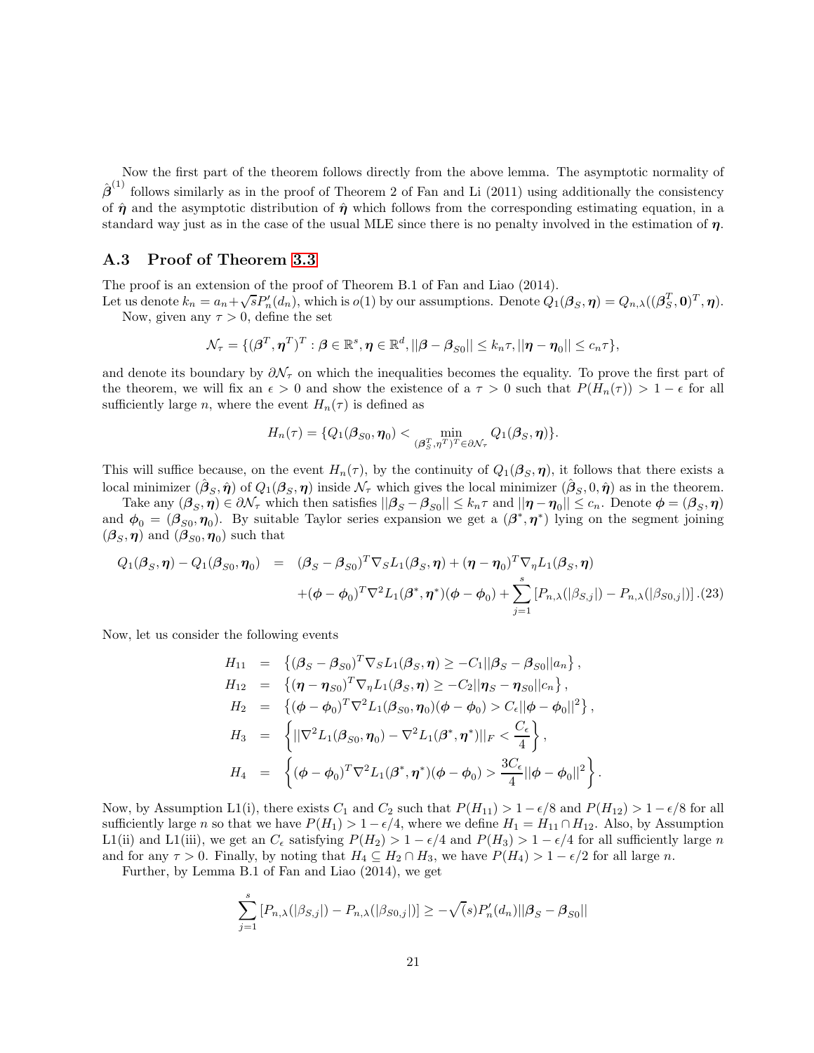Now the first part of the theorem follows directly from the above lemma. The asymptotic normality of $\hat{\boldsymbol{\beta}}^{(1)}$ follows similarly as in the proof of Theorem 2 of Fan and Li (2011) using additionally the consistency of $\hat{\boldsymbol{\eta}}$ and the asymptotic distribution of $\hat{\boldsymbol{\eta}}$ which follows from the corresponding estimating equation, in a standard way just as in the case of the usual MLE since there is no penalty involved in the estimation of $\boldsymbol{\eta}$.

## A.3 Proof of Theorem 3.3

The proof is an extension of the proof of Theorem B.1 of Fan and Liao (2014).

Let us denote $k_n = a_n + \sqrt{s}P_n'(d_n)$, which is $o(1)$ by our assumptions. Denote $Q_1(\boldsymbol{\beta}_S, \boldsymbol{\eta}) = Q_{n,\lambda}((\boldsymbol{\beta}_S^T, \mathbf{0})^T, \boldsymbol{\eta})$.

Now, given any $\tau > 0$, define the set

$$\mathcal{N}_\tau = \{(\boldsymbol{\beta}^T, \boldsymbol{\eta}^T)^T : \boldsymbol{\beta} \in \mathbb{R}^s, \boldsymbol{\eta} \in \mathbb{R}^d, ||\boldsymbol{\beta} - \boldsymbol{\beta}_{S0}|| \leq k_n\tau, ||\boldsymbol{\eta} - \boldsymbol{\eta}_0|| \leq c_n\tau\},$$

and denote its boundary by $\partial\mathcal{N}_\tau$ on which the inequalities becomes the equality. To prove the first part of the theorem, we will fix an $\epsilon > 0$ and show the existence of a $\tau > 0$ such that $P(H_n(\tau)) > 1 - \epsilon$ for all sufficiently large $n$, where the event $H_n(\tau)$ is defined as

$$H_n(\tau) = \{Q_1(\boldsymbol{\beta}_{S0}, \boldsymbol{\eta}_0) < \min_{(\boldsymbol{\beta}_S^T, \eta^T)^T \in \partial\mathcal{N}_\tau} Q_1(\boldsymbol{\beta}_S, \boldsymbol{\eta})\}.$$

This will suffice because, on the event $H_n(\tau)$, by the continuity of $Q_1(\boldsymbol{\beta}_S, \boldsymbol{\eta})$, it follows that there exists a local minimizer $(\hat{\boldsymbol{\beta}}_S, \hat{\boldsymbol{\eta}})$ of $Q_1(\boldsymbol{\beta}_S, \boldsymbol{\eta})$ inside $\mathcal{N}_\tau$ which gives the local minimizer $(\hat{\boldsymbol{\beta}}_S, 0, \hat{\boldsymbol{\eta}})$ as in the theorem.

Take any $(\boldsymbol{\beta}_S, \boldsymbol{\eta}) \in \partial\mathcal{N}_\tau$ which then satisfies $||\boldsymbol{\beta}_S - \boldsymbol{\beta}_{S0}|| \leq k_n\tau$ and $||\boldsymbol{\eta} - \boldsymbol{\eta}_0|| \leq c_n$. Denote $\boldsymbol{\phi} = (\boldsymbol{\beta}_S, \boldsymbol{\eta})$ and $\boldsymbol{\phi}_0 = (\boldsymbol{\beta}_{S0}, \boldsymbol{\eta}_0)$. By suitable Taylor series expansion we get a $(\boldsymbol{\beta}^*, \boldsymbol{\eta}^*)$ lying on the segment joining $(\boldsymbol{\beta}_S, \boldsymbol{\eta})$ and $(\boldsymbol{\beta}_{S0}, \boldsymbol{\eta}_0)$ such that

$$\begin{aligned} Q_1(\boldsymbol{\beta}_S, \boldsymbol{\eta}) - Q_1(\boldsymbol{\beta}_{S0}, \boldsymbol{\eta}_0) &= (\boldsymbol{\beta}_S - \boldsymbol{\beta}_{S0})^T \nabla_S L_1(\boldsymbol{\beta}_S, \boldsymbol{\eta}) + (\boldsymbol{\eta} - \boldsymbol{\eta}_0)^T \nabla_\eta L_1(\boldsymbol{\beta}_S, \boldsymbol{\eta}) \\ &\quad + (\boldsymbol{\phi} - \boldsymbol{\phi}_0)^T \nabla^2 L_1(\boldsymbol{\beta}^*, \boldsymbol{\eta}^*)(\boldsymbol{\phi} - \boldsymbol{\phi}_0) + \sum_{j=1}^s \left[P_{n,\lambda}(|\beta_{S,j}|) - P_{n,\lambda}(|\beta_{S0,j}|)\right]. \quad (23) \end{aligned}$$

Now, let us consider the following events

$$\begin{aligned} H_{11} &= \left\{(\boldsymbol{\beta}_S - \boldsymbol{\beta}_{S0})^T \nabla_S L_1(\boldsymbol{\beta}_S, \boldsymbol{\eta}) \geq -C_1 ||\boldsymbol{\beta}_S - \boldsymbol{\beta}_{S0}|| a_n\right\}, \\ H_{12} &= \left\{(\boldsymbol{\eta} - \boldsymbol{\eta}_{S0})^T \nabla_\eta L_1(\boldsymbol{\beta}_S, \boldsymbol{\eta}) \geq -C_2 ||\boldsymbol{\eta}_S - \boldsymbol{\eta}_{S0}|| c_n\right\}, \\ H_2 &= \left\{(\boldsymbol{\phi} - \boldsymbol{\phi}_0)^T \nabla^2 L_1(\boldsymbol{\beta}_{S0}, \boldsymbol{\eta}_0)(\boldsymbol{\phi} - \boldsymbol{\phi}_0) > C_\epsilon ||\boldsymbol{\phi} - \boldsymbol{\phi}_0||^2\right\}, \\ H_3 &= \left\{||\nabla^2 L_1(\boldsymbol{\beta}_{S0}, \boldsymbol{\eta}_0) - \nabla^2 L_1(\boldsymbol{\beta}^*, \boldsymbol{\eta}^*)||_F < \frac{C_\epsilon}{4}\right\}, \\ H_4 &= \left\{(\boldsymbol{\phi} - \boldsymbol{\phi}_0)^T \nabla^2 L_1(\boldsymbol{\beta}^*, \boldsymbol{\eta}^*)(\boldsymbol{\phi} - \boldsymbol{\phi}_0) > \frac{3C_\epsilon}{4} ||\boldsymbol{\phi} - \boldsymbol{\phi}_0||^2\right\}. \end{aligned}$$

Now, by Assumption L1(i), there exists $C_1$ and $C_2$ such that $P(H_{11}) > 1 - \epsilon/8$ and $P(H_{12}) > 1 - \epsilon/8$ for all sufficiently large $n$ so that we have $P(H_1) > 1 - \epsilon/4$, where we define $H_1 = H_{11} \cap H_{12}$. Also, by Assumption L1(ii) and L1(iii), we get an $C_\epsilon$ satisfying $P(H_2) > 1 - \epsilon/4$ and $P(H_3) > 1 - \epsilon/4$ for all sufficiently large $n$ and for any $\tau > 0$. Finally, by noting that $H_4 \subseteq H_2 \cap H_3$, we have $P(H_4) > 1 - \epsilon/2$ for all large $n$.

Further, by Lemma B.1 of Fan and Liao (2014), we get

$$\sum_{j=1}^s \left[P_{n,\lambda}(|\beta_{S,j}|) - P_{n,\lambda}(|\beta_{S0,j}|)\right] \geq -\sqrt{(s)} P_n'(d_n) ||\boldsymbol{\beta}_S - \boldsymbol{\beta}_{S0}||$$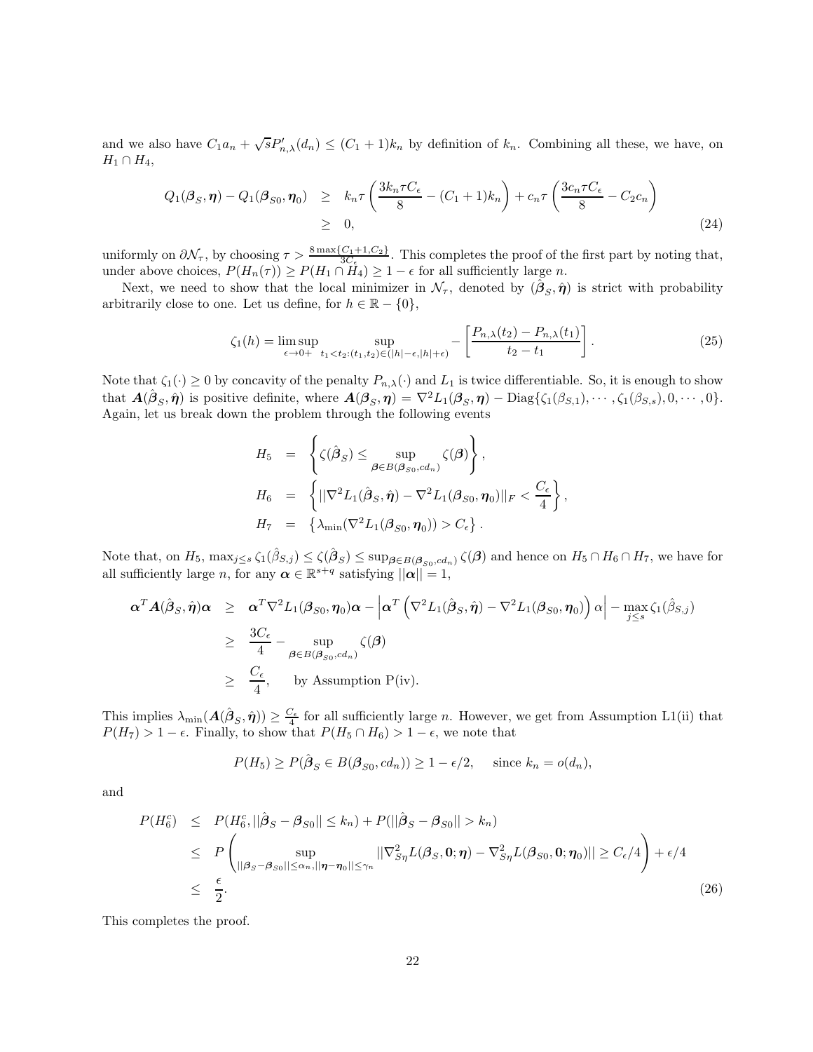and we also have $C_1 a_n + \sqrt{s} P'_{n,\lambda}(d_n) \leq (C_1 + 1) k_n$ by definition of $k_n$. Combining all these, we have, on $H_1 \cap H_4$,

$$
\begin{aligned}
Q_1(\boldsymbol{\beta}_S, \boldsymbol{\eta}) - Q_1(\boldsymbol{\beta}_{S0}, \boldsymbol{\eta}_0) &\geq k_n \tau \left( \frac{3 k_n \tau C_\epsilon}{8} - (C_1 + 1) k_n \right) + c_n \tau \left( \frac{3 c_n \tau C_\epsilon}{8} - C_2 c_n \right) \\
&\geq 0,
\end{aligned} \tag{24}
$$

uniformly on $\partial \mathcal{N}_\tau$, by choosing $\tau > \frac{8 \max\{C_1+1, C_2\}}{3 C_\epsilon}$. This completes the proof of the first part by noting that, under above choices, $P(H_n(\tau)) \geq P(H_1 \cap H_4) \geq 1 - \epsilon$ for all sufficiently large $n$.

Next, we need to show that the local minimizer in $\mathcal{N}_\tau$, denoted by $(\hat{\boldsymbol{\beta}}_S, \hat{\boldsymbol{\eta}})$ is strict with probability arbitrarily close to one. Let us define, for $h \in \mathbb{R} - \{0\}$,

$$
\zeta_1(h) = \limsup_{\epsilon \to 0+} \sup_{t_1 < t_2 : (t_1, t_2) \in (|h| - \epsilon, |h| + \epsilon)} - \left[ \frac{P_{n,\lambda}(t_2) - P_{n,\lambda}(t_1)}{t_2 - t_1} \right]. \tag{25}
$$

Note that $\zeta_1(\cdot) \geq 0$ by concavity of the penalty $P_{n,\lambda}(\cdot)$ and $L_1$ is twice differentiable. So, it is enough to show that $\boldsymbol{A}(\hat{\boldsymbol{\beta}}_S, \hat{\boldsymbol{\eta}})$ is positive definite, where $\boldsymbol{A}(\boldsymbol{\beta}_S, \boldsymbol{\eta}) = \nabla^2 L_1(\boldsymbol{\beta}_S, \boldsymbol{\eta}) - \text{Diag}\{\zeta_1(\beta_{S,1}), \cdots, \zeta_1(\beta_{S,s}), 0, \cdots, 0\}$. Again, let us break down the problem through the following events

$$
\begin{aligned}
H_5 &= \left\{ \zeta(\hat{\boldsymbol{\beta}}_S) \leq \sup_{\boldsymbol{\beta} \in B(\boldsymbol{\beta}_{S0}, c d_n)} \zeta(\boldsymbol{\beta}) \right\}, \\
H_6 &= \left\{ ||\nabla^2 L_1(\hat{\boldsymbol{\beta}}_S, \hat{\boldsymbol{\eta}}) - \nabla^2 L_1(\boldsymbol{\beta}_{S0}, \boldsymbol{\eta}_0)||_F < \frac{C_\epsilon}{4} \right\}, \\
H_7 &= \left\{ \lambda_{\min}(\nabla^2 L_1(\boldsymbol{\beta}_{S0}, \boldsymbol{\eta}_0)) > C_\epsilon \right\}.
\end{aligned}
$$

Note that, on $H_5$, $\max_{j \leq s} \zeta_1(\hat{\beta}_{S,j}) \leq \zeta(\hat{\boldsymbol{\beta}}_S) \leq \sup_{\boldsymbol{\beta} \in B(\boldsymbol{\beta}_{S0}, c d_n)} \zeta(\boldsymbol{\beta})$ and hence on $H_5 \cap H_6 \cap H_7$, we have for all sufficiently large $n$, for any $\boldsymbol{\alpha} \in \mathbb{R}^{s+q}$ satisfying $||\boldsymbol{\alpha}|| = 1$,

$$
\begin{aligned}
\boldsymbol{\alpha}^T \boldsymbol{A}(\hat{\boldsymbol{\beta}}_S, \hat{\boldsymbol{\eta}}) \boldsymbol{\alpha} &\geq \boldsymbol{\alpha}^T \nabla^2 L_1(\boldsymbol{\beta}_{S0}, \boldsymbol{\eta}_0) \boldsymbol{\alpha} - \left| \boldsymbol{\alpha}^T \left( \nabla^2 L_1(\hat{\boldsymbol{\beta}}_S, \hat{\boldsymbol{\eta}}) - \nabla^2 L_1(\boldsymbol{\beta}_{S0}, \boldsymbol{\eta}_0) \right) \alpha \right| - \max_{j \leq s} \zeta_1(\hat{\beta}_{S,j}) \\
&\geq \frac{3 C_\epsilon}{4} - \sup_{\boldsymbol{\beta} \in B(\boldsymbol{\beta}_{S0}, c d_n)} \zeta(\boldsymbol{\beta}) \\
&\geq \frac{C_\epsilon}{4}, \qquad \text{by Assumption P(iv)}.
\end{aligned}
$$

This implies $\lambda_{\min}(\boldsymbol{A}(\hat{\boldsymbol{\beta}}_S, \hat{\boldsymbol{\eta}})) \geq \frac{C_\epsilon}{4}$ for all sufficiently large $n$. However, we get from Assumption L1(ii) that $P(H_7) > 1 - \epsilon$. Finally, to show that $P(H_5 \cap H_6) > 1 - \epsilon$, we note that

$$
P(H_5) \geq P(\hat{\boldsymbol{\beta}}_S \in B(\boldsymbol{\beta}_{S0}, c d_n)) \geq 1 - \epsilon/2, \quad \text{since } k_n = o(d_n),
$$

and

$$
\begin{aligned}
P(H_6^c) &\leq P(H_6^c, ||\hat{\boldsymbol{\beta}}_S - \boldsymbol{\beta}_{S0}|| \leq k_n) + P(||\hat{\boldsymbol{\beta}}_S - \boldsymbol{\beta}_{S0}|| > k_n) \\
&\leq P\left( \sup_{||\boldsymbol{\beta}_S - \boldsymbol{\beta}_{S0}|| \leq \alpha_n, ||\boldsymbol{\eta} - \boldsymbol{\eta}_0|| \leq \gamma_n} ||\nabla^2_{S\eta} L(\boldsymbol{\beta}_S, \mathbf{0}; \boldsymbol{\eta}) - \nabla^2_{S\eta} L(\boldsymbol{\beta}_{S0}, \mathbf{0}; \boldsymbol{\eta}_0)|| \geq C_\epsilon/4 \right) + \epsilon/4 \\
&\leq \frac{\epsilon}{2}.
\end{aligned} \tag{26}
$$

This completes the proof.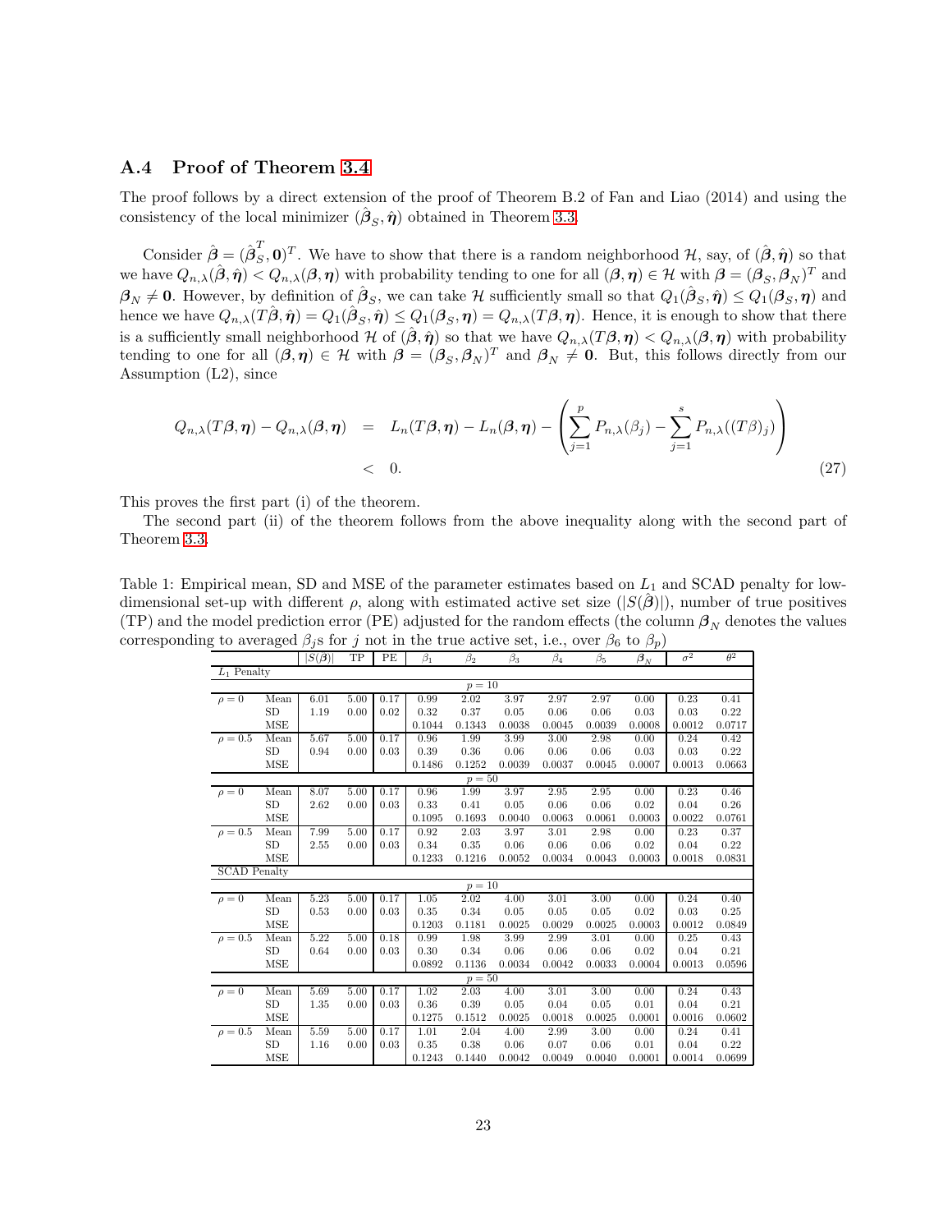### A.4 Proof of Theorem 3.4

The proof follows by a direct extension of the proof of Theorem B.2 of Fan and Liao (2014) and using the consistency of the local minimizer $(\hat{\boldsymbol{\beta}}_S, \hat{\boldsymbol{\eta}})$ obtained in Theorem 3.3.

Consider $\hat{\boldsymbol{\beta}} = (\hat{\boldsymbol{\beta}}_S^T, \mathbf{0})^T$. We have to show that there is a random neighborhood $\mathcal{H}$, say, of $(\hat{\boldsymbol{\beta}}, \hat{\boldsymbol{\eta}})$ so that we have $Q_{n,\lambda}(\hat{\boldsymbol{\beta}}, \hat{\boldsymbol{\eta}}) < Q_{n,\lambda}(\boldsymbol{\beta}, \boldsymbol{\eta})$ with probability tending to one for all $(\boldsymbol{\beta}, \boldsymbol{\eta}) \in \mathcal{H}$ with $\boldsymbol{\beta} = (\boldsymbol{\beta}_S, \boldsymbol{\beta}_N)^T$ and $\boldsymbol{\beta}_N \neq \mathbf{0}$. However, by definition of $\hat{\boldsymbol{\beta}}_S$, we can take $\mathcal{H}$ sufficiently small so that $Q_1(\hat{\boldsymbol{\beta}}_S, \hat{\boldsymbol{\eta}}) \leq Q_1(\boldsymbol{\beta}_S, \boldsymbol{\eta})$ and hence we have $Q_{n,\lambda}(T\hat{\boldsymbol{\beta}}, \hat{\boldsymbol{\eta}}) = Q_1(\hat{\boldsymbol{\beta}}_S, \hat{\boldsymbol{\eta}}) \leq Q_1(\boldsymbol{\beta}_S, \boldsymbol{\eta}) = Q_{n,\lambda}(T\boldsymbol{\beta}, \boldsymbol{\eta})$. Hence, it is enough to show that there is a sufficiently small neighborhood $\mathcal{H}$ of $(\hat{\boldsymbol{\beta}}, \hat{\boldsymbol{\eta}})$ so that we have $Q_{n,\lambda}(T\boldsymbol{\beta}, \boldsymbol{\eta}) < Q_{n,\lambda}(\boldsymbol{\beta}, \boldsymbol{\eta})$ with probability tending to one for all $(\boldsymbol{\beta}, \boldsymbol{\eta}) \in \mathcal{H}$ with $\boldsymbol{\beta} = (\boldsymbol{\beta}_S, \boldsymbol{\beta}_N)^T$ and $\boldsymbol{\beta}_N \neq \mathbf{0}$. But, this follows directly from our Assumption (L2), since

$$
\begin{aligned}
Q_{n,\lambda}(T\boldsymbol{\beta}, \boldsymbol{\eta}) - Q_{n,\lambda}(\boldsymbol{\beta}, \boldsymbol{\eta}) &= L_n(T\boldsymbol{\beta}, \boldsymbol{\eta}) - L_n(\boldsymbol{\beta}, \boldsymbol{\eta}) - \left( \sum_{j=1}^{p} P_{n,\lambda}(\beta_j) - \sum_{j=1}^{s} P_{n,\lambda}((T\beta)_j) \right) \\
&< 0. \qquad (27)
\end{aligned}
$$

This proves the first part (i) of the theorem.

The second part (ii) of the theorem follows from the above inequality along with the second part of Theorem 3.3.

Table 1: Empirical mean, SD and MSE of the parameter estimates based on $L_1$ and SCAD penalty for low-dimensional set-up with different $\rho$, along with estimated active set size ($|S(\hat{\boldsymbol{\beta}})|$), number of true positives (TP) and the model prediction error (PE) adjusted for the random effects (the column $\boldsymbol{\beta}_N$ denotes the values corresponding to averaged $\beta_j$s for $j$ not in the true active set, i.e., over $\beta_6$ to $\beta_p$)

| | | $\|S(\hat{\boldsymbol{\beta}})\|$ | TP | PE | $\beta_1$ | $\beta_2$ | $\beta_3$ | $\beta_4$ | $\beta_5$ | $\boldsymbol{\beta}_N$ | $\sigma^2$ | $\theta^2$ |
|---|---|---|---|---|---|---|---|---|---|---|---|---|
| $L_1$ Penalty | | | | | | | | | | | | |
| | | | | | | $p=10$ | | | | | | |
| $\rho=0$ | Mean | 6.01 | 5.00 | 0.17 | 0.99 | 2.02 | 3.97 | 2.97 | 2.97 | 0.00 | 0.23 | 0.41 |
| | SD | 1.19 | 0.00 | 0.02 | 0.32 | 0.37 | 0.05 | 0.06 | 0.06 | 0.03 | 0.03 | 0.22 |
| | MSE | | | | 0.1044 | 0.1343 | 0.0038 | 0.0045 | 0.0039 | 0.0008 | 0.0012 | 0.0717 |
| $\rho=0.5$ | Mean | 5.67 | 5.00 | 0.17 | 0.96 | 1.99 | 3.99 | 3.00 | 2.98 | 0.00 | 0.24 | 0.42 |
| | SD | 0.94 | 0.00 | 0.03 | 0.39 | 0.36 | 0.06 | 0.06 | 0.06 | 0.03 | 0.03 | 0.22 |
| | MSE | | | | 0.1486 | 0.1252 | 0.0039 | 0.0037 | 0.0045 | 0.0007 | 0.0013 | 0.0663 |
| | | | | | | $p=50$ | | | | | | |
| $\rho=0$ | Mean | 8.07 | 5.00 | 0.17 | 0.96 | 1.99 | 3.97 | 2.95 | 2.95 | 0.00 | 0.23 | 0.46 |
| | SD | 2.62 | 0.00 | 0.03 | 0.33 | 0.41 | 0.05 | 0.06 | 0.06 | 0.02 | 0.04 | 0.26 |
| | MSE | | | | 0.1095 | 0.1693 | 0.0040 | 0.0063 | 0.0061 | 0.0003 | 0.0022 | 0.0761 |
| $\rho=0.5$ | Mean | 7.99 | 5.00 | 0.17 | 0.92 | 2.03 | 3.97 | 3.01 | 2.98 | 0.00 | 0.23 | 0.37 |
| | SD | 2.55 | 0.00 | 0.03 | 0.34 | 0.35 | 0.06 | 0.06 | 0.06 | 0.02 | 0.04 | 0.22 |
| | MSE | | | | 0.1233 | 0.1216 | 0.0052 | 0.0034 | 0.0043 | 0.0003 | 0.0018 | 0.0831 |
| SCAD Penalty | | | | | | | | | | | | |
| | | | | | | $p=10$ | | | | | | |
| $\rho=0$ | Mean | 5.23 | 5.00 | 0.17 | 1.05 | 2.02 | 4.00 | 3.01 | 3.00 | 0.00 | 0.24 | 0.40 |
| | SD | 0.53 | 0.00 | 0.03 | 0.35 | 0.34 | 0.05 | 0.05 | 0.05 | 0.02 | 0.03 | 0.25 |
| | MSE | | | | 0.1203 | 0.1181 | 0.0025 | 0.0029 | 0.0025 | 0.0003 | 0.0012 | 0.0849 |
| $\rho=0.5$ | Mean | 5.22 | 5.00 | 0.18 | 0.99 | 1.98 | 3.99 | 2.99 | 3.01 | 0.00 | 0.25 | 0.43 |
| | SD | 0.64 | 0.00 | 0.03 | 0.30 | 0.34 | 0.06 | 0.06 | 0.06 | 0.02 | 0.04 | 0.21 |
| | MSE | | | | 0.0892 | 0.1136 | 0.0034 | 0.0042 | 0.0033 | 0.0004 | 0.0013 | 0.0596 |
| | | | | | | $p=50$ | | | | | | |
| $\rho=0$ | Mean | 5.69 | 5.00 | 0.17 | 1.02 | 2.03 | 4.00 | 3.01 | 3.00 | 0.00 | 0.24 | 0.43 |
| | SD | 1.35 | 0.00 | 0.03 | 0.36 | 0.39 | 0.05 | 0.04 | 0.05 | 0.01 | 0.04 | 0.21 |
| | MSE | | | | 0.1275 | 0.1512 | 0.0025 | 0.0018 | 0.0025 | 0.0001 | 0.0016 | 0.0602 |
| $\rho=0.5$ | Mean | 5.59 | 5.00 | 0.17 | 1.01 | 2.04 | 4.00 | 2.99 | 3.00 | 0.00 | 0.24 | 0.41 |
| | SD | 1.16 | 0.00 | 0.03 | 0.35 | 0.38 | 0.06 | 0.07 | 0.06 | 0.01 | 0.04 | 0.22 |
| | MSE | | | | 0.1243 | 0.1440 | 0.0042 | 0.0049 | 0.0040 | 0.0001 | 0.0014 | 0.0699 |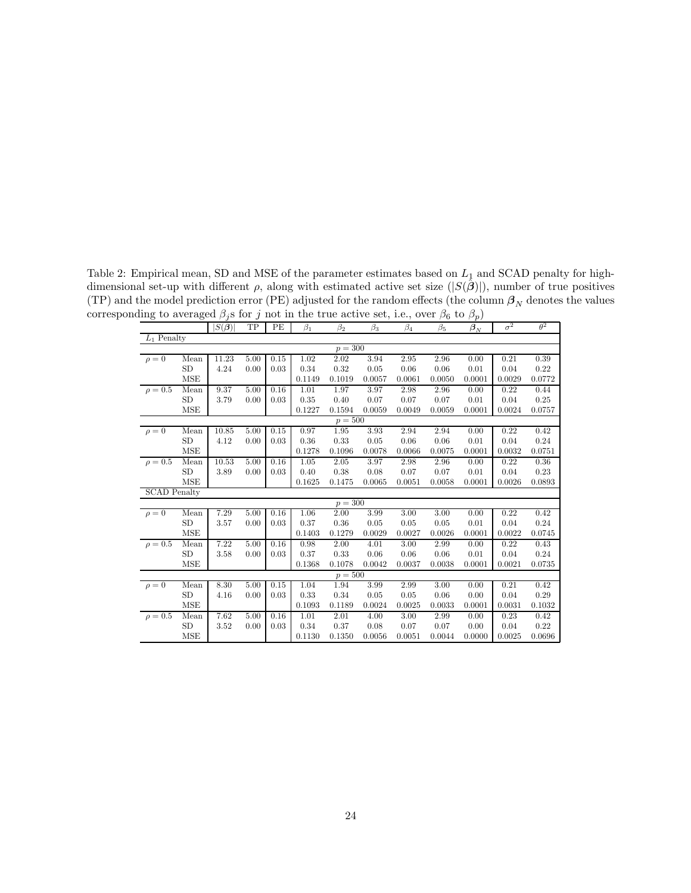Table 2: Empirical mean, SD and MSE of the parameter estimates based on $L_1$ and SCAD penalty for high-dimensional set-up with different $\rho$, along with estimated active set size ($|S(\hat{\boldsymbol{\beta}})|$), number of true positives (TP) and the model prediction error (PE) adjusted for the random effects (the column $\boldsymbol{\beta}_N$ denotes the values corresponding to averaged $\beta_j$s for $j$ not in the true active set, i.e., over $\beta_6$ to $\beta_p$)

| | | $\lvert S(\boldsymbol{\beta})\rvert$ | TP | PE | $\beta_1$ | $\beta_2$ | $\beta_3$ | $\beta_4$ | $\beta_5$ | $\boldsymbol{\beta}_N$ | $\sigma^2$ | $\theta^2$ |
|---|---|---|---|---|---|---|---|---|---|---|---|---|
| $L_1$ Penalty | | | | | | | | | | | | |
| | | | | | | $p = 300$ | | | | | | |
| $\rho = 0$ | Mean | 11.23 | 5.00 | 0.15 | 1.02 | 2.02 | 3.94 | 2.95 | 2.96 | 0.00 | 0.21 | 0.39 |
| | SD | 4.24 | 0.00 | 0.03 | 0.34 | 0.32 | 0.05 | 0.06 | 0.06 | 0.01 | 0.04 | 0.22 |
| | MSE | | | | 0.1149 | 0.1019 | 0.0057 | 0.0061 | 0.0050 | 0.0001 | 0.0029 | 0.0772 |
| $\rho = 0.5$ | Mean | 9.37 | 5.00 | 0.16 | 1.01 | 1.97 | 3.97 | 2.98 | 2.96 | 0.00 | 0.22 | 0.44 |
| | SD | 3.79 | 0.00 | 0.03 | 0.35 | 0.40 | 0.07 | 0.07 | 0.07 | 0.01 | 0.04 | 0.25 |
| | MSE | | | | 0.1227 | 0.1594 | 0.0059 | 0.0049 | 0.0059 | 0.0001 | 0.0024 | 0.0757 |
| | | | | | | $p = 500$ | | | | | | |
| $\rho = 0$ | Mean | 10.85 | 5.00 | 0.15 | 0.97 | 1.95 | 3.93 | 2.94 | 2.94 | 0.00 | 0.22 | 0.42 |
| | SD | 4.12 | 0.00 | 0.03 | 0.36 | 0.33 | 0.05 | 0.06 | 0.06 | 0.01 | 0.04 | 0.24 |
| | MSE | | | | 0.1278 | 0.1096 | 0.0078 | 0.0066 | 0.0075 | 0.0001 | 0.0032 | 0.0751 |
| $\rho = 0.5$ | Mean | 10.53 | 5.00 | 0.16 | 1.05 | 2.05 | 3.97 | 2.98 | 2.96 | 0.00 | 0.22 | 0.36 |
| | SD | 3.89 | 0.00 | 0.03 | 0.40 | 0.38 | 0.08 | 0.07 | 0.07 | 0.01 | 0.04 | 0.23 |
| | MSE | | | | 0.1625 | 0.1475 | 0.0065 | 0.0051 | 0.0058 | 0.0001 | 0.0026 | 0.0893 |
| SCAD Penalty | | | | | | | | | | | | |
| | | | | | | $p = 300$ | | | | | | |
| $\rho = 0$ | Mean | 7.29 | 5.00 | 0.16 | 1.06 | 2.00 | 3.99 | 3.00 | 3.00 | 0.00 | 0.22 | 0.42 |
| | SD | 3.57 | 0.00 | 0.03 | 0.37 | 0.36 | 0.05 | 0.05 | 0.05 | 0.01 | 0.04 | 0.24 |
| | MSE | | | | 0.1403 | 0.1279 | 0.0029 | 0.0027 | 0.0026 | 0.0001 | 0.0022 | 0.0745 |
| $\rho = 0.5$ | Mean | 7.22 | 5.00 | 0.16 | 0.98 | 2.00 | 4.01 | 3.00 | 2.99 | 0.00 | 0.22 | 0.43 |
| | SD | 3.58 | 0.00 | 0.03 | 0.37 | 0.33 | 0.06 | 0.06 | 0.06 | 0.01 | 0.04 | 0.24 |
| | MSE | | | | 0.1368 | 0.1078 | 0.0042 | 0.0037 | 0.0038 | 0.0001 | 0.0021 | 0.0735 |
| | | | | | | $p = 500$ | | | | | | |
| $\rho = 0$ | Mean | 8.30 | 5.00 | 0.15 | 1.04 | 1.94 | 3.99 | 2.99 | 3.00 | 0.00 | 0.21 | 0.42 |
| | SD | 4.16 | 0.00 | 0.03 | 0.33 | 0.34 | 0.05 | 0.05 | 0.06 | 0.00 | 0.04 | 0.29 |
| | MSE | | | | 0.1093 | 0.1189 | 0.0024 | 0.0025 | 0.0033 | 0.0001 | 0.0031 | 0.1032 |
| $\rho = 0.5$ | Mean | 7.62 | 5.00 | 0.16 | 1.01 | 2.01 | 4.00 | 3.00 | 2.99 | 0.00 | 0.23 | 0.42 |
| | SD | 3.52 | 0.00 | 0.03 | 0.34 | 0.37 | 0.08 | 0.07 | 0.07 | 0.00 | 0.04 | 0.22 |
| | MSE | | | | 0.1130 | 0.1350 | 0.0056 | 0.0051 | 0.0044 | 0.0000 | 0.0025 | 0.0696 |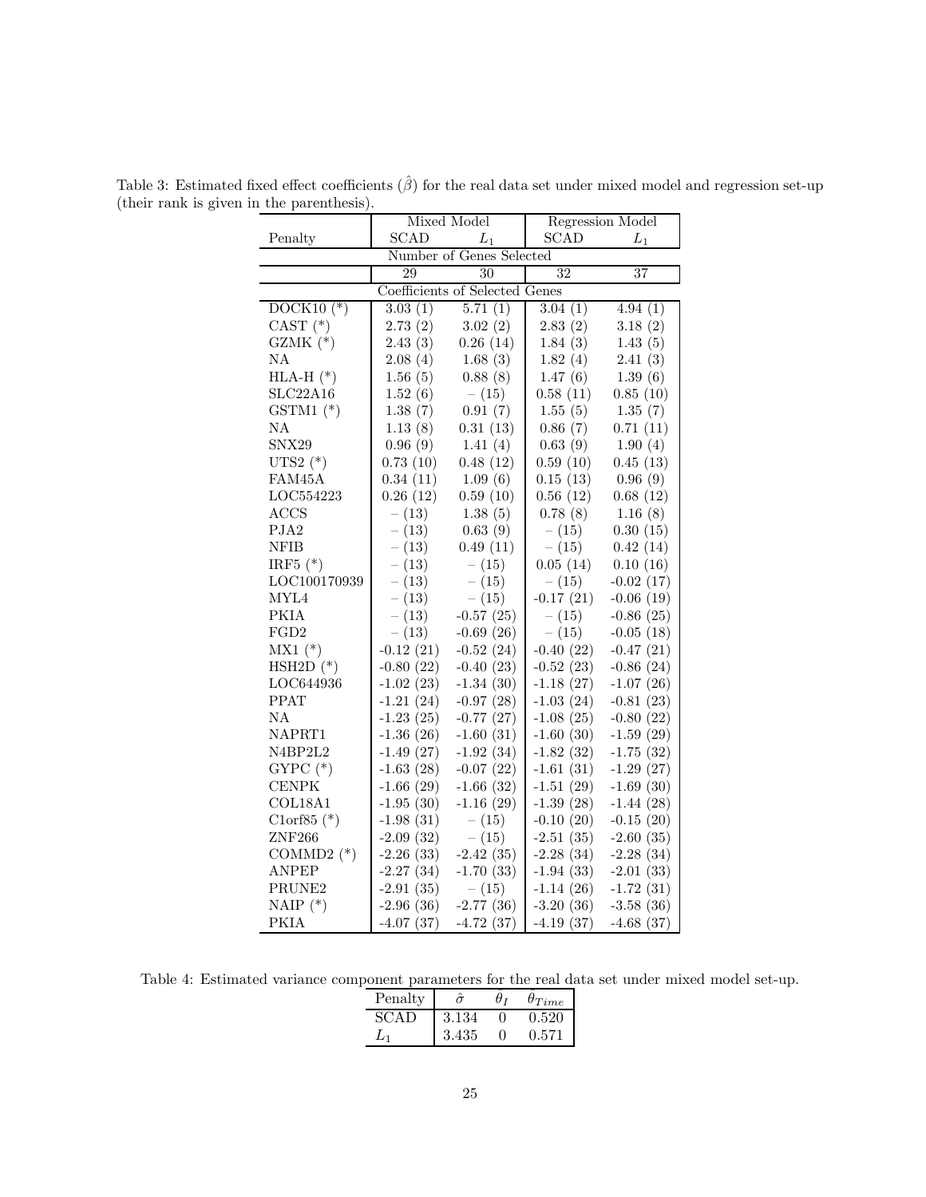Table 3: Estimated fixed effect coefficients ($\hat{\beta}$) for the real data set under mixed model and regression set-up (their rank is given in the parenthesis).

| | Mixed Model | | Regression Model | |
|---|---|---|---|---|
| Penalty | SCAD | $L_1$ | SCAD | $L_1$ |
| Number of Genes Selected | | | | |
| | 29 | 30 | 32 | 37 |
| Coefficients of Selected Genes | | | | |
| DOCK10 (*) | 3.03 (1) | 5.71 (1) | 3.04 (1) | 4.94 (1) |
| CAST (*) | 2.73 (2) | 3.02 (2) | 2.83 (2) | 3.18 (2) |
| GZMK (*) | 2.43 (3) | 0.26 (14) | 1.84 (3) | 1.43 (5) |
| NA | 2.08 (4) | 1.68 (3) | 1.82 (4) | 2.41 (3) |
| HLA-H (*) | 1.56 (5) | 0.88 (8) | 1.47 (6) | 1.39 (6) |
| SLC22A16 | 1.52 (6) | – (15) | 0.58 (11) | 0.85 (10) |
| GSTM1 (*) | 1.38 (7) | 0.91 (7) | 1.55 (5) | 1.35 (7) |
| NA | 1.13 (8) | 0.31 (13) | 0.86 (7) | 0.71 (11) |
| SNX29 | 0.96 (9) | 1.41 (4) | 0.63 (9) | 1.90 (4) |
| UTS2 (*) | 0.73 (10) | 0.48 (12) | 0.59 (10) | 0.45 (13) |
| FAM45A | 0.34 (11) | 1.09 (6) | 0.15 (13) | 0.96 (9) |
| LOC554223 | 0.26 (12) | 0.59 (10) | 0.56 (12) | 0.68 (12) |
| ACCS | – (13) | 1.38 (5) | 0.78 (8) | 1.16 (8) |
| PJA2 | – (13) | 0.63 (9) | – (15) | 0.30 (15) |
| NFIB | – (13) | 0.49 (11) | – (15) | 0.42 (14) |
| IRF5 (*) | – (13) | – (15) | 0.05 (14) | 0.10 (16) |
| LOC100170939 | – (13) | – (15) | – (15) | -0.02 (17) |
| MYL4 | – (13) | – (15) | -0.17 (21) | -0.06 (19) |
| PKIA | – (13) | -0.57 (25) | – (15) | -0.86 (25) |
| FGD2 | – (13) | -0.69 (26) | – (15) | -0.05 (18) |
| MX1 (*) | -0.12 (21) | -0.52 (24) | -0.40 (22) | -0.47 (21) |
| HSH2D (*) | -0.80 (22) | -0.40 (23) | -0.52 (23) | -0.86 (24) |
| LOC644936 | -1.02 (23) | -1.34 (30) | -1.18 (27) | -1.07 (26) |
| PPAT | -1.21 (24) | -0.97 (28) | -1.03 (24) | -0.81 (23) |
| NA | -1.23 (25) | -0.77 (27) | -1.08 (25) | -0.80 (22) |
| NAPRT1 | -1.36 (26) | -1.60 (31) | -1.60 (30) | -1.59 (29) |
| N4BP2L2 | -1.49 (27) | -1.92 (34) | -1.82 (32) | -1.75 (32) |
| GYPC (*) | -1.63 (28) | -0.07 (22) | -1.61 (31) | -1.29 (27) |
| CENPK | -1.66 (29) | -1.66 (32) | -1.51 (29) | -1.69 (30) |
| COL18A1 | -1.95 (30) | -1.16 (29) | -1.39 (28) | -1.44 (28) |
| C1orf85 (*) | -1.98 (31) | – (15) | -0.10 (20) | -0.15 (20) |
| ZNF266 | -2.09 (32) | – (15) | -2.51 (35) | -2.60 (35) |
| COMMD2 (*) | -2.26 (33) | -2.42 (35) | -2.28 (34) | -2.28 (34) |
| ANPEP | -2.27 (34) | -1.70 (33) | -1.94 (33) | -2.01 (33) |
| PRUNE2 | -2.91 (35) | – (15) | -1.14 (26) | -1.72 (31) |
| NAIP (*) | -2.96 (36) | -2.77 (36) | -3.20 (36) | -3.58 (36) |
| PKIA | -4.07 (37) | -4.72 (37) | -4.19 (37) | -4.68 (37) |

Table 4: Estimated variance component parameters for the real data set under mixed model set-up.

| Penalty | $\hat{\sigma}$ | $\hat{\theta}_I$ | $\hat{\theta}_{Time}$ |
|---|---|---|---|
| SCAD | 3.134 | 0 | 0.520 |
| $L_1$ | 3.435 | 0 | 0.571 |